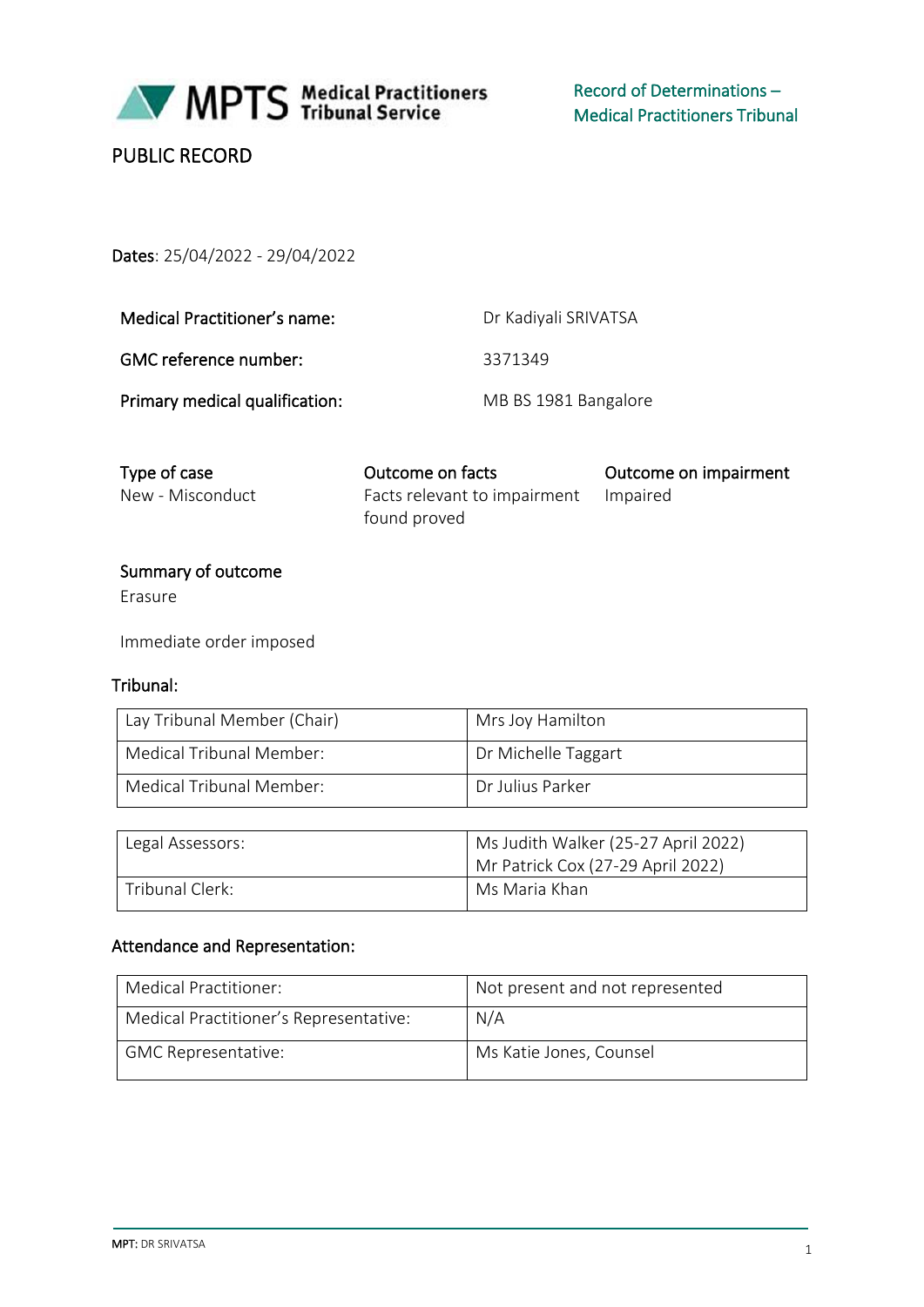Record of Determinations – Medical Practitioners Tribunal

PUBLIC RECORD

**Dates**: 25/04/2022 - 29/04/2022

| | |
|---|---|
| Medical Practitioner's name: | Dr Kadiyali SRIVATSA |
| GMC reference number: | 3371349 |
| Primary medical qualification: | MB BS 1981 Bangalore |

| Type of case | Outcome on facts | Outcome on impairment |
|---|---|---|
| New - Misconduct | Facts relevant to impairment found proved | Impaired |

**Summary of outcome**

Erasure

Immediate order imposed

**Tribunal:**

| | |
|---|---|
| Lay Tribunal Member (Chair) | Mrs Joy Hamilton |
| Medical Tribunal Member: | Dr Michelle Taggart |
| Medical Tribunal Member: | Dr Julius Parker |

| | |
|---|---|
| Legal Assessors: | Ms Judith Walker (25-27 April 2022)<br>Mr Patrick Cox (27-29 April 2022) |
| Tribunal Clerk: | Ms Maria Khan |

**Attendance and Representation:**

| | |
|---|---|
| Medical Practitioner: | Not present and not represented |
| Medical Practitioner's Representative: | N/A |
| GMC Representative: | Ms Katie Jones, Counsel |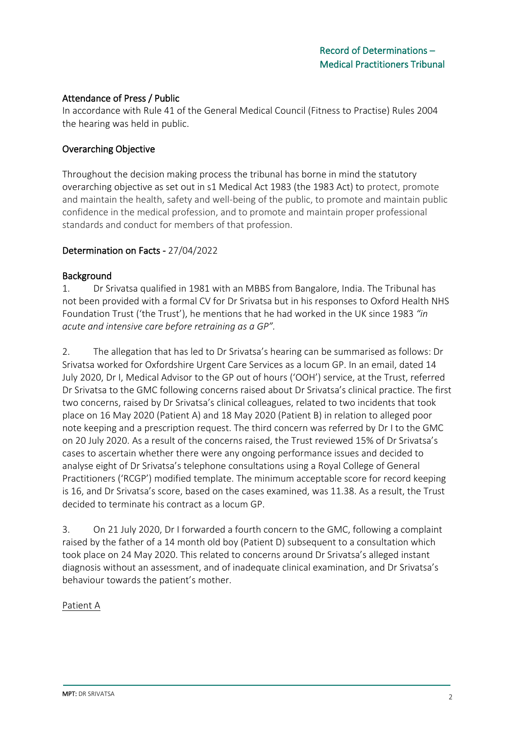## Attendance of Press / Public

In accordance with Rule 41 of the General Medical Council (Fitness to Practise) Rules 2004 the hearing was held in public.

## Overarching Objective

Throughout the decision making process the tribunal has borne in mind the statutory overarching objective as set out in s1 Medical Act 1983 (the 1983 Act) to protect, promote and maintain the health, safety and well-being of the public, to promote and maintain public confidence in the medical profession, and to promote and maintain proper professional standards and conduct for members of that profession.

## Determination on Facts - 27/04/2022

### Background

1. Dr Srivatsa qualified in 1981 with an MBBS from Bangalore, India. The Tribunal has not been provided with a formal CV for Dr Srivatsa but in his responses to Oxford Health NHS Foundation Trust ('the Trust'), he mentions that he had worked in the UK since 1983 *"in acute and intensive care before retraining as a GP"*.

2. The allegation that has led to Dr Srivatsa's hearing can be summarised as follows: Dr Srivatsa worked for Oxfordshire Urgent Care Services as a locum GP. In an email, dated 14 July 2020, Dr I, Medical Advisor to the GP out of hours ('OOH') service, at the Trust, referred Dr Srivatsa to the GMC following concerns raised about Dr Srivatsa's clinical practice. The first two concerns, raised by Dr Srivatsa's clinical colleagues, related to two incidents that took place on 16 May 2020 (Patient A) and 18 May 2020 (Patient B) in relation to alleged poor note keeping and a prescription request. The third concern was referred by Dr I to the GMC on 20 July 2020. As a result of the concerns raised, the Trust reviewed 15% of Dr Srivatsa's cases to ascertain whether there were any ongoing performance issues and decided to analyse eight of Dr Srivatsa's telephone consultations using a Royal College of General Practitioners ('RCGP') modified template. The minimum acceptable score for record keeping is 16, and Dr Srivatsa's score, based on the cases examined, was 11.38. As a result, the Trust decided to terminate his contract as a locum GP.

3. On 21 July 2020, Dr I forwarded a fourth concern to the GMC, following a complaint raised by the father of a 14 month old boy (Patient D) subsequent to a consultation which took place on 24 May 2020. This related to concerns around Dr Srivatsa's alleged instant diagnosis without an assessment, and of inadequate clinical examination, and Dr Srivatsa's behaviour towards the patient's mother.

#### Patient A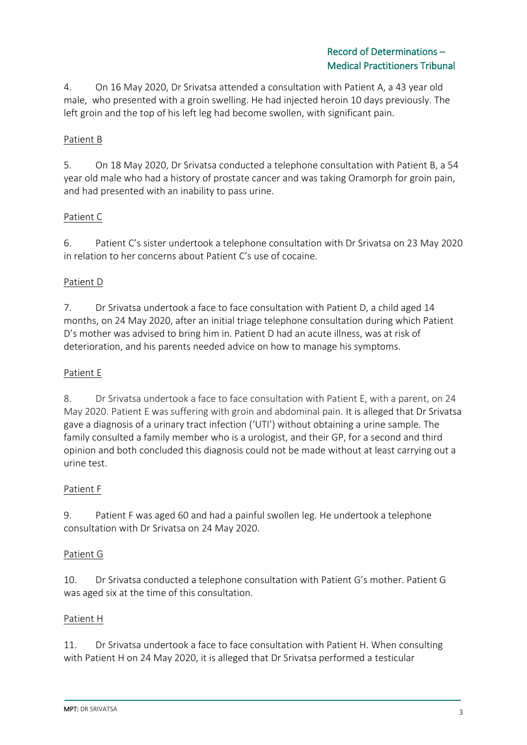4. On 16 May 2020, Dr Srivatsa attended a consultation with Patient A, a 43 year old male, who presented with a groin swelling. He had injected heroin 10 days previously. The left groin and the top of his left leg had become swollen, with significant pain.

Patient B

5. On 18 May 2020, Dr Srivatsa conducted a telephone consultation with Patient B, a 54 year old male who had a history of prostate cancer and was taking Oramorph for groin pain, and had presented with an inability to pass urine.

Patient C

6. Patient C's sister undertook a telephone consultation with Dr Srivatsa on 23 May 2020 in relation to her concerns about Patient C's use of cocaine.

Patient D

7. Dr Srivatsa undertook a face to face consultation with Patient D, a child aged 14 months, on 24 May 2020, after an initial triage telephone consultation during which Patient D's mother was advised to bring him in. Patient D had an acute illness, was at risk of deterioration, and his parents needed advice on how to manage his symptoms.

Patient E

8. Dr Srivatsa undertook a face to face consultation with Patient E, with a parent, on 24 May 2020. Patient E was suffering with groin and abdominal pain. It is alleged that Dr Srivatsa gave a diagnosis of a urinary tract infection ('UTI') without obtaining a urine sample. The family consulted a family member who is a urologist, and their GP, for a second and third opinion and both concluded this diagnosis could not be made without at least carrying out a urine test.

Patient F

9. Patient F was aged 60 and had a painful swollen leg. He undertook a telephone consultation with Dr Srivatsa on 24 May 2020.

Patient G

10. Dr Srivatsa conducted a telephone consultation with Patient G's mother. Patient G was aged six at the time of this consultation.

Patient H

11. Dr Srivatsa undertook a face to face consultation with Patient H. When consulting with Patient H on 24 May 2020, it is alleged that Dr Srivatsa performed a testicular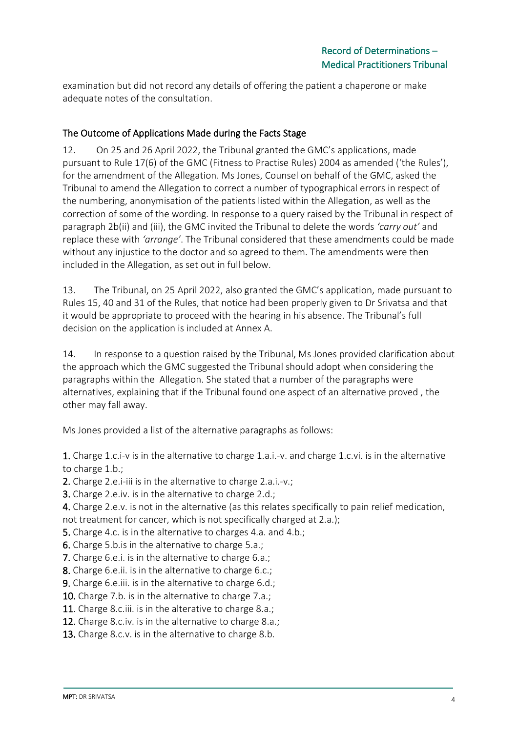examination but did not record any details of offering the patient a chaperone or make adequate notes of the consultation.

## The Outcome of Applications Made during the Facts Stage

12. On 25 and 26 April 2022, the Tribunal granted the GMC's applications, made pursuant to Rule 17(6) of the GMC (Fitness to Practise Rules) 2004 as amended ('the Rules'), for the amendment of the Allegation. Ms Jones, Counsel on behalf of the GMC, asked the Tribunal to amend the Allegation to correct a number of typographical errors in respect of the numbering, anonymisation of the patients listed within the Allegation, as well as the correction of some of the wording. In response to a query raised by the Tribunal in respect of paragraph 2b(ii) and (iii), the GMC invited the Tribunal to delete the words *'carry out'* and replace these with *'arrange'*. The Tribunal considered that these amendments could be made without any injustice to the doctor and so agreed to them. The amendments were then included in the Allegation, as set out in full below.

13. The Tribunal, on 25 April 2022, also granted the GMC's application, made pursuant to Rules 15, 40 and 31 of the Rules, that notice had been properly given to Dr Srivatsa and that it would be appropriate to proceed with the hearing in his absence. The Tribunal's full decision on the application is included at Annex A.

14. In response to a question raised by the Tribunal, Ms Jones provided clarification about the approach which the GMC suggested the Tribunal should adopt when considering the paragraphs within the Allegation. She stated that a number of the paragraphs were alternatives, explaining that if the Tribunal found one aspect of an alternative proved , the other may fall away.

Ms Jones provided a list of the alternative paragraphs as follows:

1. Charge 1.c.i-v is in the alternative to charge 1.a.i.-v. and charge 1.c.vi. is in the alternative to charge 1.b.;
2. Charge 2.e.i-iii is in the alternative to charge 2.a.i.-v.;
3. Charge 2.e.iv. is in the alternative to charge 2.d.;
4. Charge 2.e.v. is not in the alternative (as this relates specifically to pain relief medication, not treatment for cancer, which is not specifically charged at 2.a.);
5. Charge 4.c. is in the alternative to charges 4.a. and 4.b.;
6. Charge 5.b.is in the alternative to charge 5.a.;
7. Charge 6.e.i. is in the alternative to charge 6.a.;
8. Charge 6.e.ii. is in the alternative to charge 6.c.;
9. Charge 6.e.iii. is in the alternative to charge 6.d.;
10. Charge 7.b. is in the alternative to charge 7.a.;
11. Charge 8.c.iii. is in the alterative to charge 8.a.;
12. Charge 8.c.iv. is in the alternative to charge 8.a.;
13. Charge 8.c.v. is in the alternative to charge 8.b.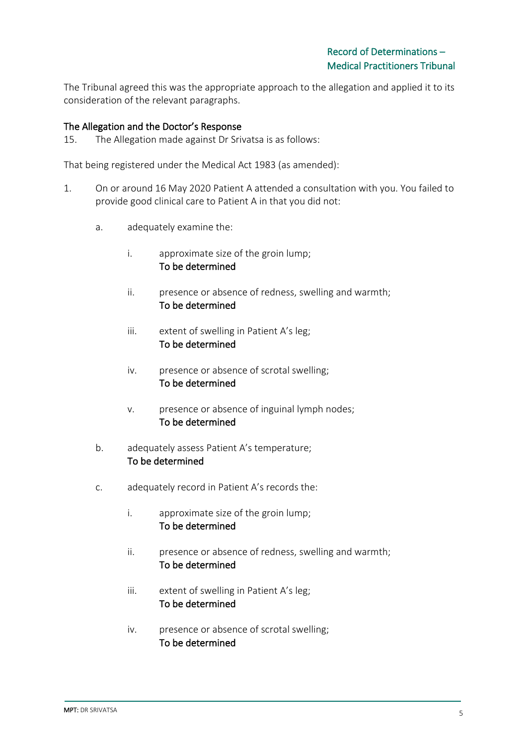The Tribunal agreed this was the appropriate approach to the allegation and applied it to its consideration of the relevant paragraphs.

## The Allegation and the Doctor's Response

15. The Allegation made against Dr Srivatsa is as follows:

That being registered under the Medical Act 1983 (as amended):

1. On or around 16 May 2020 Patient A attended a consultation with you. You failed to provide good clinical care to Patient A in that you did not:

   a. adequately examine the:

      i. approximate size of the groin lump;
      **To be determined**

      ii. presence or absence of redness, swelling and warmth;
      **To be determined**

      iii. extent of swelling in Patient A's leg;
      **To be determined**

      iv. presence or absence of scrotal swelling;
      **To be determined**

      v. presence or absence of inguinal lymph nodes;
      **To be determined**

   b. adequately assess Patient A's temperature;
   **To be determined**

   c. adequately record in Patient A's records the:

      i. approximate size of the groin lump;
      **To be determined**

      ii. presence or absence of redness, swelling and warmth;
      **To be determined**

      iii. extent of swelling in Patient A's leg;
      **To be determined**

      iv. presence or absence of scrotal swelling;
      **To be determined**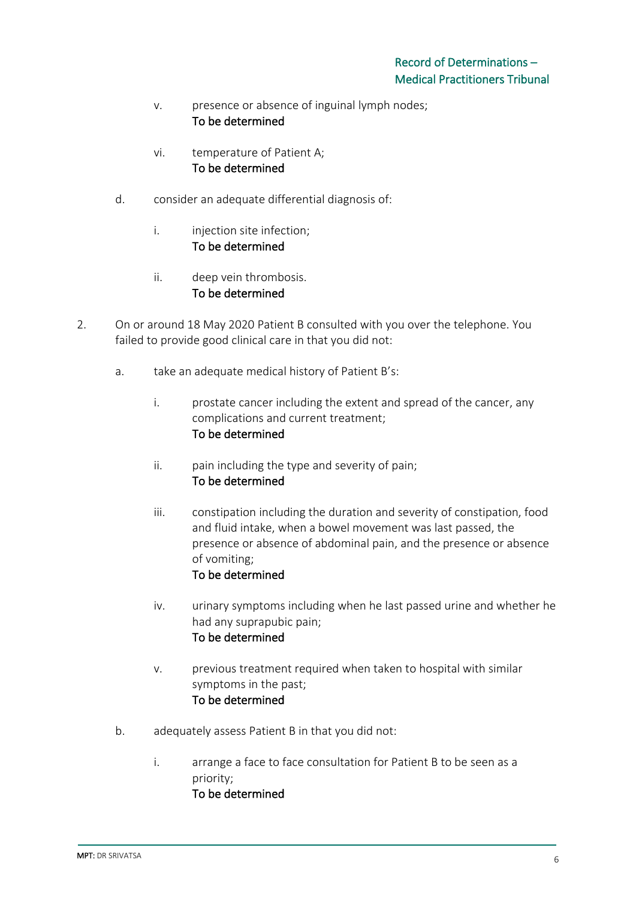v. presence or absence of inguinal lymph nodes;
**To be determined**

vi. temperature of Patient A;
**To be determined**

d. consider an adequate differential diagnosis of:

i. injection site infection;
**To be determined**

ii. deep vein thrombosis.
**To be determined**

2. On or around 18 May 2020 Patient B consulted with you over the telephone. You failed to provide good clinical care in that you did not:

a. take an adequate medical history of Patient B's:

i. prostate cancer including the extent and spread of the cancer, any complications and current treatment;
**To be determined**

ii. pain including the type and severity of pain;
**To be determined**

iii. constipation including the duration and severity of constipation, food and fluid intake, when a bowel movement was last passed, the presence or absence of abdominal pain, and the presence or absence of vomiting;
**To be determined**

iv. urinary symptoms including when he last passed urine and whether he had any suprapubic pain;
**To be determined**

v. previous treatment required when taken to hospital with similar symptoms in the past;
**To be determined**

b. adequately assess Patient B in that you did not:

i. arrange a face to face consultation for Patient B to be seen as a priority;
**To be determined**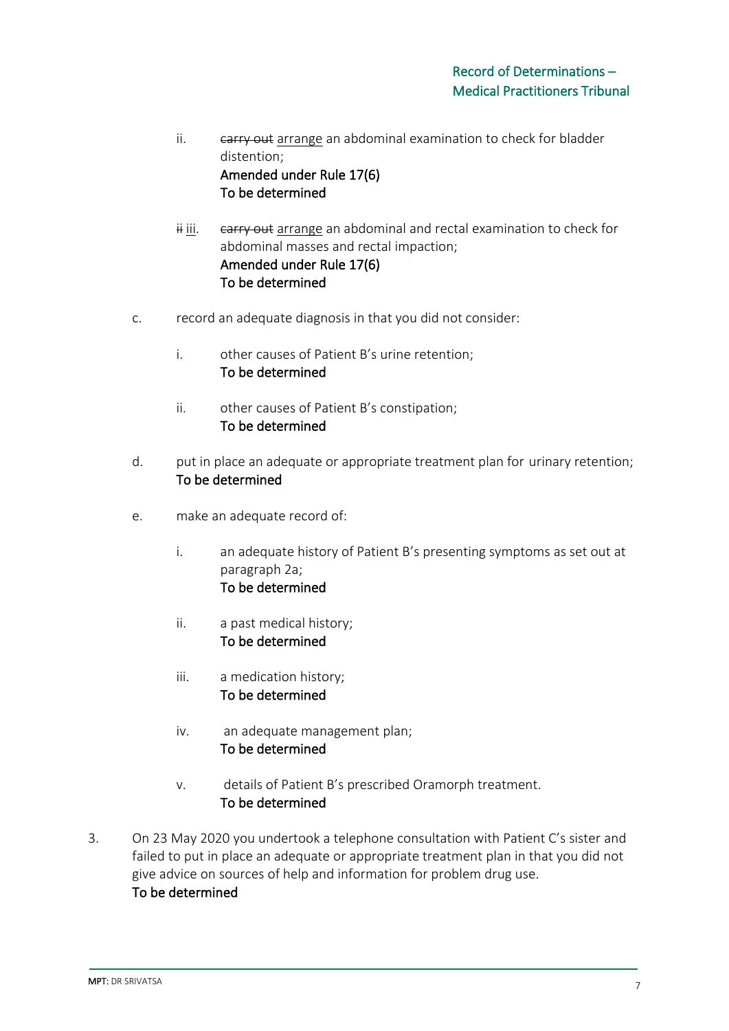ii. ~~carry out~~ arrange an abdominal examination to check for bladder distention;
   **Amended under Rule 17(6)**
   **To be determined**

~~ii~~ iii. ~~carry out~~ arrange an abdominal and rectal examination to check for abdominal masses and rectal impaction;
   **Amended under Rule 17(6)**
   **To be determined**

c. record an adequate diagnosis in that you did not consider:

   i. other causes of Patient B's urine retention;
      **To be determined**

   ii. other causes of Patient B's constipation;
      **To be determined**

d. put in place an adequate or appropriate treatment plan for urinary retention;
   **To be determined**

e. make an adequate record of:

   i. an adequate history of Patient B's presenting symptoms as set out at paragraph 2a;
      **To be determined**

   ii. a past medical history;
      **To be determined**

   iii. a medication history;
      **To be determined**

   iv. an adequate management plan;
      **To be determined**

   v. details of Patient B's prescribed Oramorph treatment.
      **To be determined**

3. On 23 May 2020 you undertook a telephone consultation with Patient C's sister and failed to put in place an adequate or appropriate treatment plan in that you did not give advice on sources of help and information for problem drug use.
   **To be determined**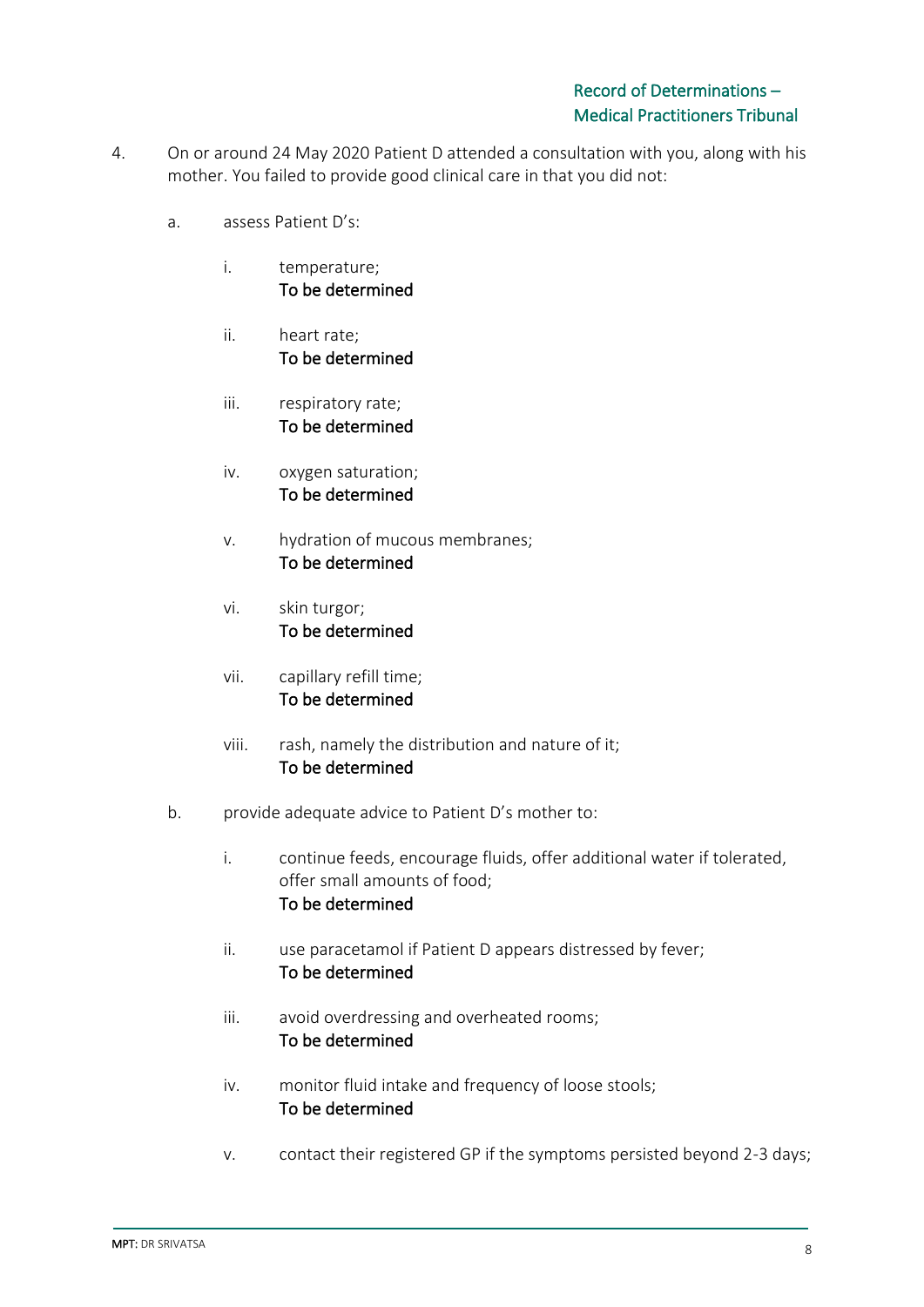4. On or around 24 May 2020 Patient D attended a consultation with you, along with his mother. You failed to provide good clinical care in that you did not:

   a. assess Patient D's:

      i. temperature;
      To be determined

      ii. heart rate;
      To be determined

      iii. respiratory rate;
      To be determined

      iv. oxygen saturation;
      To be determined

      v. hydration of mucous membranes;
      To be determined

      vi. skin turgor;
      To be determined

      vii. capillary refill time;
      To be determined

      viii. rash, namely the distribution and nature of it;
      To be determined

   b. provide adequate advice to Patient D's mother to:

      i. continue feeds, encourage fluids, offer additional water if tolerated, offer small amounts of food;
      To be determined

      ii. use paracetamol if Patient D appears distressed by fever;
      To be determined

      iii. avoid overdressing and overheated rooms;
      To be determined

      iv. monitor fluid intake and frequency of loose stools;
      To be determined

      v. contact their registered GP if the symptoms persisted beyond 2-3 days;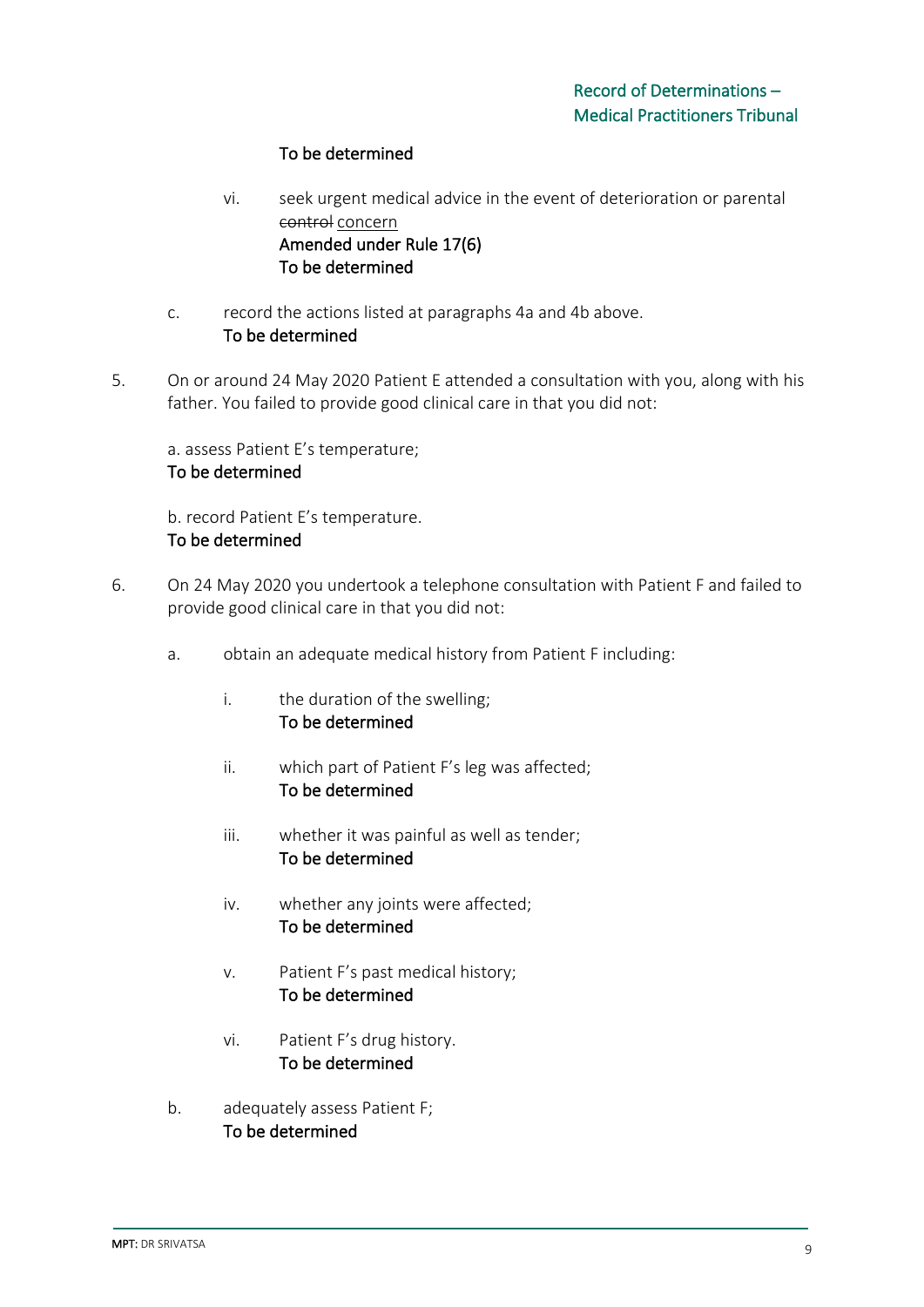**To be determined**

vi. seek urgent medical advice in the event of deterioration or parental ~~control~~ <u>concern</u>
**Amended under Rule 17(6)**
**To be determined**

c. record the actions listed at paragraphs 4a and 4b above.
**To be determined**

5. On or around 24 May 2020 Patient E attended a consultation with you, along with his father. You failed to provide good clinical care in that you did not:

a. assess Patient E's temperature;
**To be determined**

b. record Patient E's temperature.
**To be determined**

6. On 24 May 2020 you undertook a telephone consultation with Patient F and failed to provide good clinical care in that you did not:

a. obtain an adequate medical history from Patient F including:

i. the duration of the swelling;
**To be determined**

ii. which part of Patient F's leg was affected;
**To be determined**

iii. whether it was painful as well as tender;
**To be determined**

iv. whether any joints were affected;
**To be determined**

v. Patient F's past medical history;
**To be determined**

vi. Patient F's drug history.
**To be determined**

b. adequately assess Patient F;
**To be determined**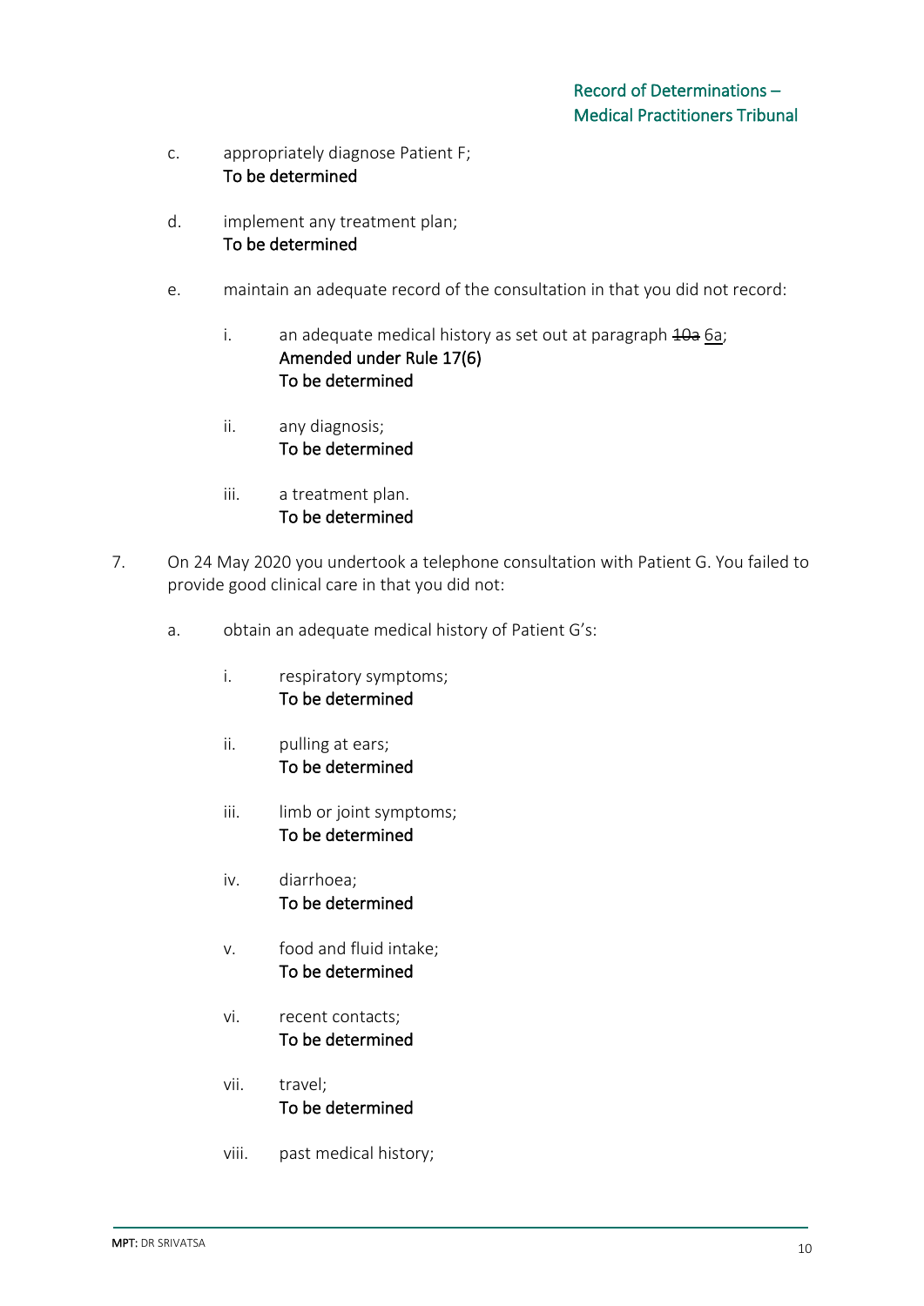c. appropriately diagnose Patient F;
To be determined

d. implement any treatment plan;
To be determined

e. maintain an adequate record of the consultation in that you did not record:

i. an adequate medical history as set out at paragraph ~~10a~~ 6a;
Amended under Rule 17(6)
To be determined

ii. any diagnosis;
To be determined

iii. a treatment plan.
To be determined

7. On 24 May 2020 you undertook a telephone consultation with Patient G. You failed to provide good clinical care in that you did not:

a. obtain an adequate medical history of Patient G's:

i. respiratory symptoms;
To be determined

ii. pulling at ears;
To be determined

iii. limb or joint symptoms;
To be determined

iv. diarrhoea;
To be determined

v. food and fluid intake;
To be determined

vi. recent contacts;
To be determined

vii. travel;
To be determined

viii. past medical history;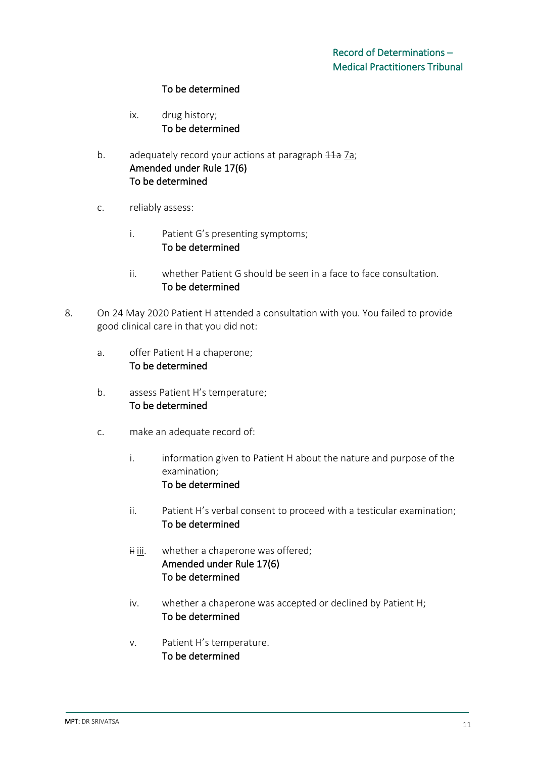To be determined

ix. drug history;
To be determined

b. adequately record your actions at paragraph ~~11a~~ 7a;
Amended under Rule 17(6)
To be determined

c. reliably assess:

i. Patient G's presenting symptoms;
To be determined

ii. whether Patient G should be seen in a face to face consultation.
To be determined

8. On 24 May 2020 Patient H attended a consultation with you. You failed to provide good clinical care in that you did not:

a. offer Patient H a chaperone;
To be determined

b. assess Patient H's temperature;
To be determined

c. make an adequate record of:

i. information given to Patient H about the nature and purpose of the examination;
To be determined

ii. Patient H's verbal consent to proceed with a testicular examination;
To be determined

~~ii~~ iii. whether a chaperone was offered;
Amended under Rule 17(6)
To be determined

iv. whether a chaperone was accepted or declined by Patient H;
To be determined

v. Patient H's temperature.
To be determined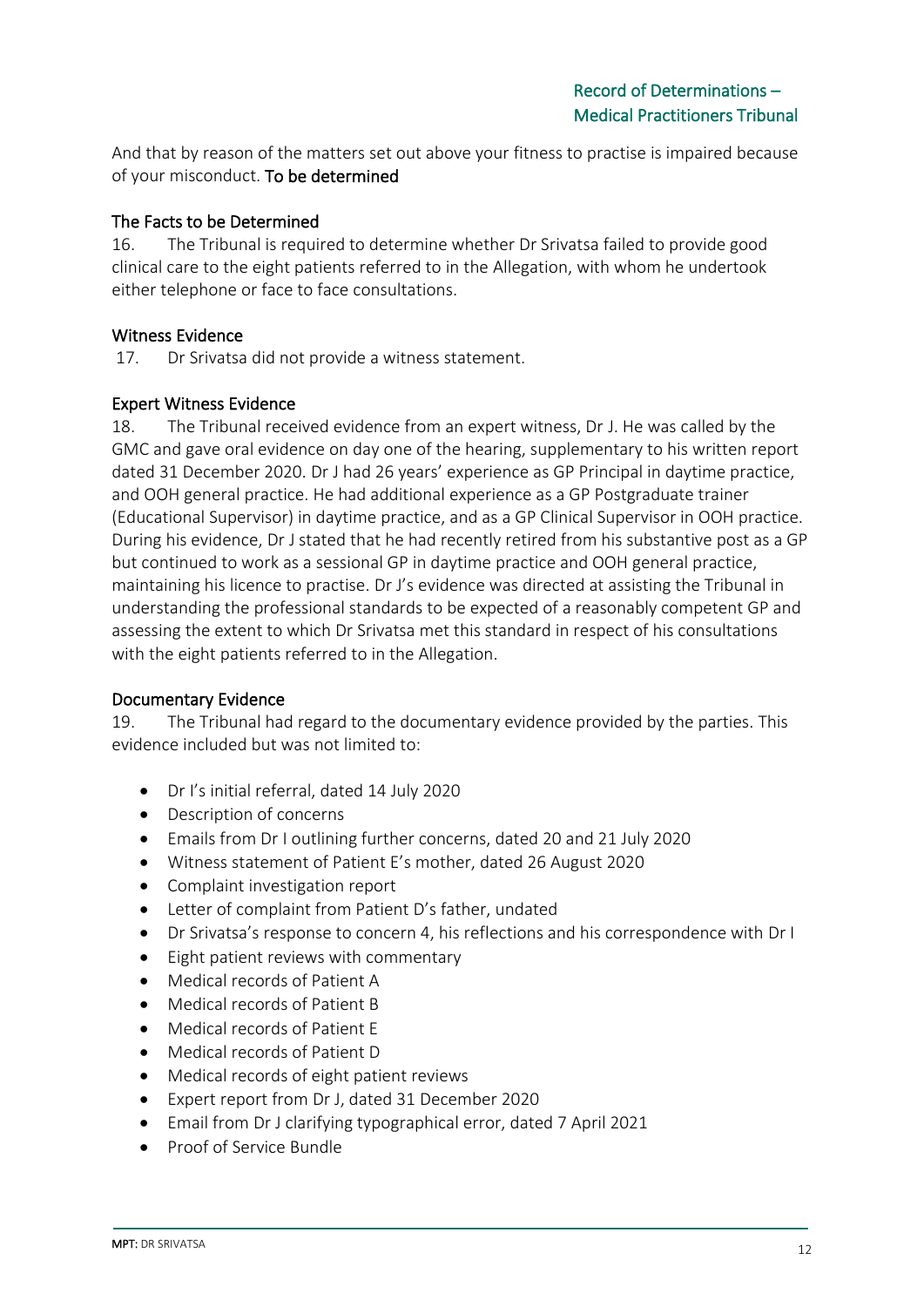And that by reason of the matters set out above your fitness to practise is impaired because of your misconduct. **To be determined**

### The Facts to be Determined

16. The Tribunal is required to determine whether Dr Srivatsa failed to provide good clinical care to the eight patients referred to in the Allegation, with whom he undertook either telephone or face to face consultations.

### Witness Evidence

17. Dr Srivatsa did not provide a witness statement.

### Expert Witness Evidence

18. The Tribunal received evidence from an expert witness, Dr J. He was called by the GMC and gave oral evidence on day one of the hearing, supplementary to his written report dated 31 December 2020. Dr J had 26 years' experience as GP Principal in daytime practice, and OOH general practice. He had additional experience as a GP Postgraduate trainer (Educational Supervisor) in daytime practice, and as a GP Clinical Supervisor in OOH practice. During his evidence, Dr J stated that he had recently retired from his substantive post as a GP but continued to work as a sessional GP in daytime practice and OOH general practice, maintaining his licence to practise. Dr J's evidence was directed at assisting the Tribunal in understanding the professional standards to be expected of a reasonably competent GP and assessing the extent to which Dr Srivatsa met this standard in respect of his consultations with the eight patients referred to in the Allegation.

### Documentary Evidence

19. The Tribunal had regard to the documentary evidence provided by the parties. This evidence included but was not limited to:

- Dr I's initial referral, dated 14 July 2020
- Description of concerns
- Emails from Dr I outlining further concerns, dated 20 and 21 July 2020
- Witness statement of Patient E's mother, dated 26 August 2020
- Complaint investigation report
- Letter of complaint from Patient D's father, undated
- Dr Srivatsa's response to concern 4, his reflections and his correspondence with Dr I
- Eight patient reviews with commentary
- Medical records of Patient A
- Medical records of Patient B
- Medical records of Patient E
- Medical records of Patient D
- Medical records of eight patient reviews
- Expert report from Dr J, dated 31 December 2020
- Email from Dr J clarifying typographical error, dated 7 April 2021
- Proof of Service Bundle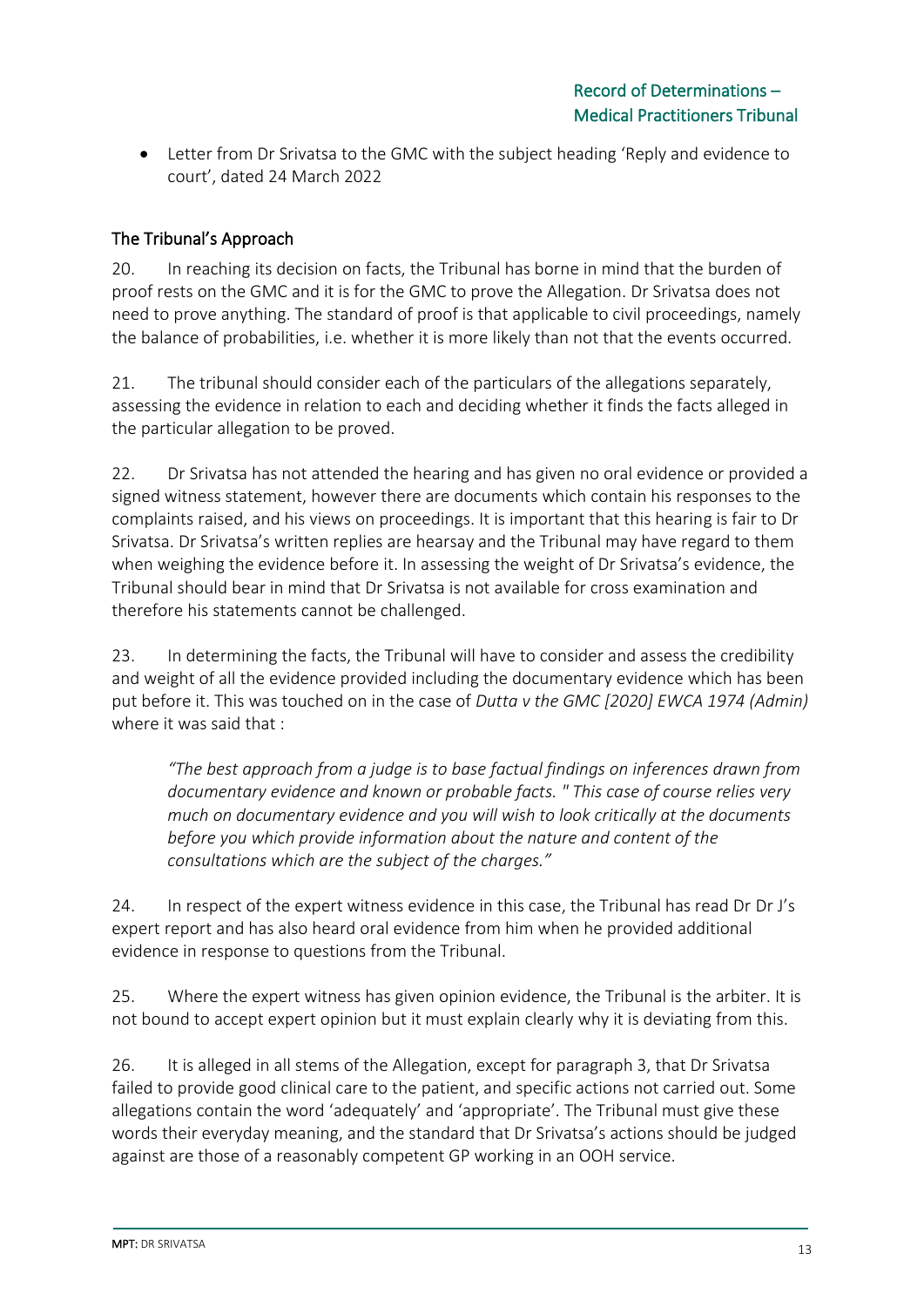- Letter from Dr Srivatsa to the GMC with the subject heading 'Reply and evidence to court', dated 24 March 2022

## The Tribunal's Approach

20. In reaching its decision on facts, the Tribunal has borne in mind that the burden of proof rests on the GMC and it is for the GMC to prove the Allegation. Dr Srivatsa does not need to prove anything. The standard of proof is that applicable to civil proceedings, namely the balance of probabilities, i.e. whether it is more likely than not that the events occurred.

21. The tribunal should consider each of the particulars of the allegations separately, assessing the evidence in relation to each and deciding whether it finds the facts alleged in the particular allegation to be proved.

22. Dr Srivatsa has not attended the hearing and has given no oral evidence or provided a signed witness statement, however there are documents which contain his responses to the complaints raised, and his views on proceedings. It is important that this hearing is fair to Dr Srivatsa. Dr Srivatsa's written replies are hearsay and the Tribunal may have regard to them when weighing the evidence before it. In assessing the weight of Dr Srivatsa's evidence, the Tribunal should bear in mind that Dr Srivatsa is not available for cross examination and therefore his statements cannot be challenged.

23. In determining the facts, the Tribunal will have to consider and assess the credibility and weight of all the evidence provided including the documentary evidence which has been put before it. This was touched on in the case of *Dutta v the GMC [2020] EWCA 1974 (Admin)* where it was said that :

> *"The best approach from a judge is to base factual findings on inferences drawn from documentary evidence and known or probable facts. " This case of course relies very much on documentary evidence and you will wish to look critically at the documents before you which provide information about the nature and content of the consultations which are the subject of the charges."*

24. In respect of the expert witness evidence in this case, the Tribunal has read Dr Dr J's expert report and has also heard oral evidence from him when he provided additional evidence in response to questions from the Tribunal.

25. Where the expert witness has given opinion evidence, the Tribunal is the arbiter. It is not bound to accept expert opinion but it must explain clearly why it is deviating from this.

26. It is alleged in all stems of the Allegation, except for paragraph 3, that Dr Srivatsa failed to provide good clinical care to the patient, and specific actions not carried out. Some allegations contain the word 'adequately' and 'appropriate'. The Tribunal must give these words their everyday meaning, and the standard that Dr Srivatsa's actions should be judged against are those of a reasonably competent GP working in an OOH service.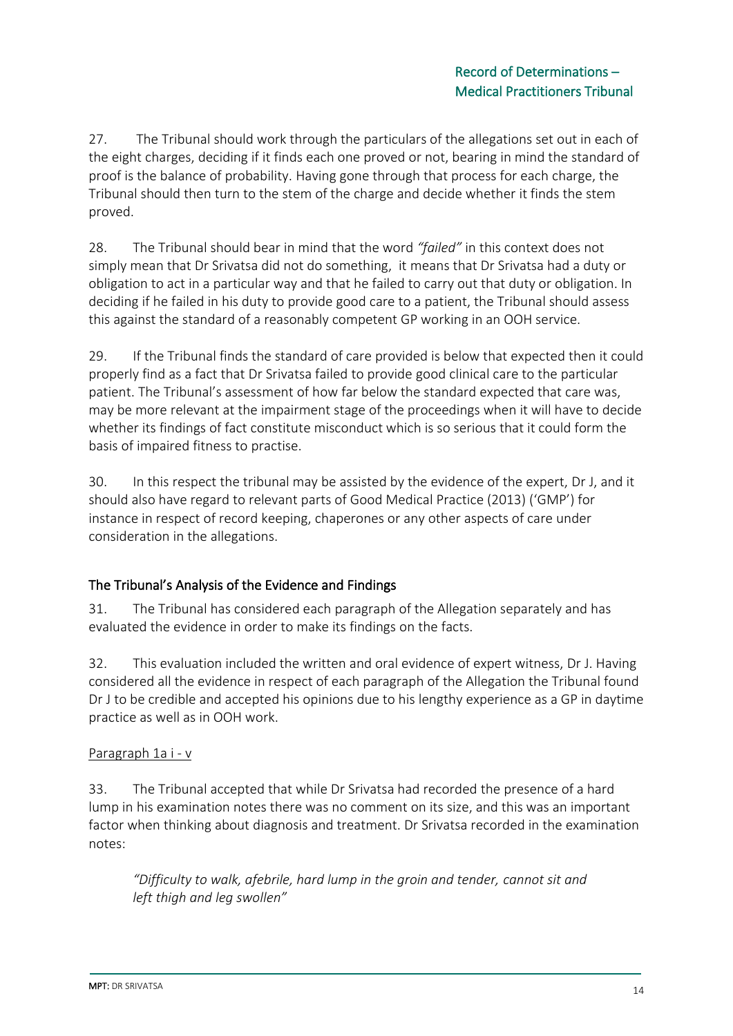27. The Tribunal should work through the particulars of the allegations set out in each of the eight charges, deciding if it finds each one proved or not, bearing in mind the standard of proof is the balance of probability. Having gone through that process for each charge, the Tribunal should then turn to the stem of the charge and decide whether it finds the stem proved.

28. The Tribunal should bear in mind that the word *"failed"* in this context does not simply mean that Dr Srivatsa did not do something, it means that Dr Srivatsa had a duty or obligation to act in a particular way and that he failed to carry out that duty or obligation. In deciding if he failed in his duty to provide good care to a patient, the Tribunal should assess this against the standard of a reasonably competent GP working in an OOH service.

29. If the Tribunal finds the standard of care provided is below that expected then it could properly find as a fact that Dr Srivatsa failed to provide good clinical care to the particular patient. The Tribunal's assessment of how far below the standard expected that care was, may be more relevant at the impairment stage of the proceedings when it will have to decide whether its findings of fact constitute misconduct which is so serious that it could form the basis of impaired fitness to practise.

30. In this respect the tribunal may be assisted by the evidence of the expert, Dr J, and it should also have regard to relevant parts of Good Medical Practice (2013) ('GMP') for instance in respect of record keeping, chaperones or any other aspects of care under consideration in the allegations.

## The Tribunal's Analysis of the Evidence and Findings

31. The Tribunal has considered each paragraph of the Allegation separately and has evaluated the evidence in order to make its findings on the facts.

32. This evaluation included the written and oral evidence of expert witness, Dr J. Having considered all the evidence in respect of each paragraph of the Allegation the Tribunal found Dr J to be credible and accepted his opinions due to his lengthy experience as a GP in daytime practice as well as in OOH work.

### Paragraph 1a i - v

33. The Tribunal accepted that while Dr Srivatsa had recorded the presence of a hard lump in his examination notes there was no comment on its size, and this was an important factor when thinking about diagnosis and treatment. Dr Srivatsa recorded in the examination notes:

> *"Difficulty to walk, afebrile, hard lump in the groin and tender, cannot sit and left thigh and leg swollen"*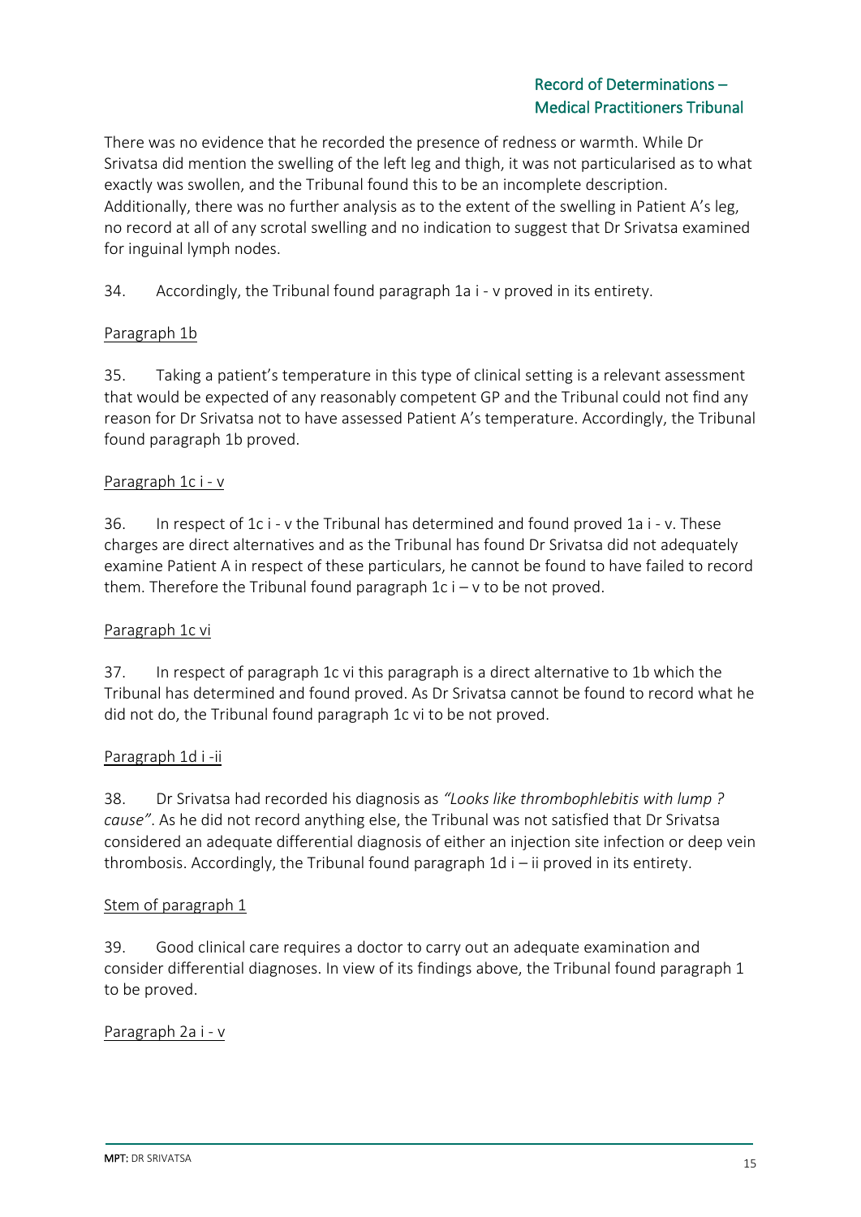There was no evidence that he recorded the presence of redness or warmth. While Dr Srivatsa did mention the swelling of the left leg and thigh, it was not particularised as to what exactly was swollen, and the Tribunal found this to be an incomplete description. Additionally, there was no further analysis as to the extent of the swelling in Patient A's leg, no record at all of any scrotal swelling and no indication to suggest that Dr Srivatsa examined for inguinal lymph nodes.

34. Accordingly, the Tribunal found paragraph 1a i - v proved in its entirety.

Paragraph 1b

35. Taking a patient's temperature in this type of clinical setting is a relevant assessment that would be expected of any reasonably competent GP and the Tribunal could not find any reason for Dr Srivatsa not to have assessed Patient A's temperature. Accordingly, the Tribunal found paragraph 1b proved.

Paragraph 1c i - v

36. In respect of 1c i - v the Tribunal has determined and found proved 1a i - v. These charges are direct alternatives and as the Tribunal has found Dr Srivatsa did not adequately examine Patient A in respect of these particulars, he cannot be found to have failed to record them. Therefore the Tribunal found paragraph 1c i – v to be not proved.

Paragraph 1c vi

37. In respect of paragraph 1c vi this paragraph is a direct alternative to 1b which the Tribunal has determined and found proved. As Dr Srivatsa cannot be found to record what he did not do, the Tribunal found paragraph 1c vi to be not proved.

Paragraph 1d i -ii

38. Dr Srivatsa had recorded his diagnosis as *"Looks like thrombophlebitis with lump ? cause"*. As he did not record anything else, the Tribunal was not satisfied that Dr Srivatsa considered an adequate differential diagnosis of either an injection site infection or deep vein thrombosis. Accordingly, the Tribunal found paragraph 1d i – ii proved in its entirety.

Stem of paragraph 1

39. Good clinical care requires a doctor to carry out an adequate examination and consider differential diagnoses. In view of its findings above, the Tribunal found paragraph 1 to be proved.

Paragraph 2a i - v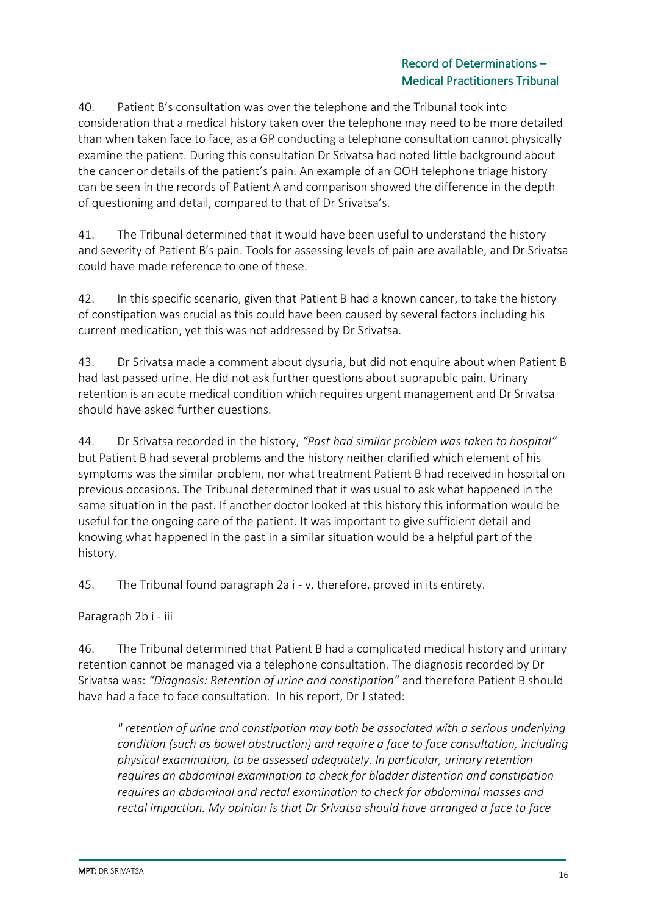40. Patient B's consultation was over the telephone and the Tribunal took into consideration that a medical history taken over the telephone may need to be more detailed than when taken face to face, as a GP conducting a telephone consultation cannot physically examine the patient. During this consultation Dr Srivatsa had noted little background about the cancer or details of the patient's pain. An example of an OOH telephone triage history can be seen in the records of Patient A and comparison showed the difference in the depth of questioning and detail, compared to that of Dr Srivatsa's.

41. The Tribunal determined that it would have been useful to understand the history and severity of Patient B's pain. Tools for assessing levels of pain are available, and Dr Srivatsa could have made reference to one of these.

42. In this specific scenario, given that Patient B had a known cancer, to take the history of constipation was crucial as this could have been caused by several factors including his current medication, yet this was not addressed by Dr Srivatsa.

43. Dr Srivatsa made a comment about dysuria, but did not enquire about when Patient B had last passed urine. He did not ask further questions about suprapubic pain. Urinary retention is an acute medical condition which requires urgent management and Dr Srivatsa should have asked further questions.

44. Dr Srivatsa recorded in the history, *"Past had similar problem was taken to hospital"* but Patient B had several problems and the history neither clarified which element of his symptoms was the similar problem, nor what treatment Patient B had received in hospital on previous occasions. The Tribunal determined that it was usual to ask what happened in the same situation in the past. If another doctor looked at this history this information would be useful for the ongoing care of the patient. It was important to give sufficient detail and knowing what happened in the past in a similar situation would be a helpful part of the history.

45. The Tribunal found paragraph 2a i - v, therefore, proved in its entirety.

<u>Paragraph 2b i - iii</u>

46. The Tribunal determined that Patient B had a complicated medical history and urinary retention cannot be managed via a telephone consultation. The diagnosis recorded by Dr Srivatsa was: *"Diagnosis: Retention of urine and constipation"* and therefore Patient B should have had a face to face consultation. In his report, Dr J stated:

> *" retention of urine and constipation may both be associated with a serious underlying condition (such as bowel obstruction) and require a face to face consultation, including physical examination, to be assessed adequately. In particular, urinary retention requires an abdominal examination to check for bladder distention and constipation requires an abdominal and rectal examination to check for abdominal masses and rectal impaction. My opinion is that Dr Srivatsa should have arranged a face to face*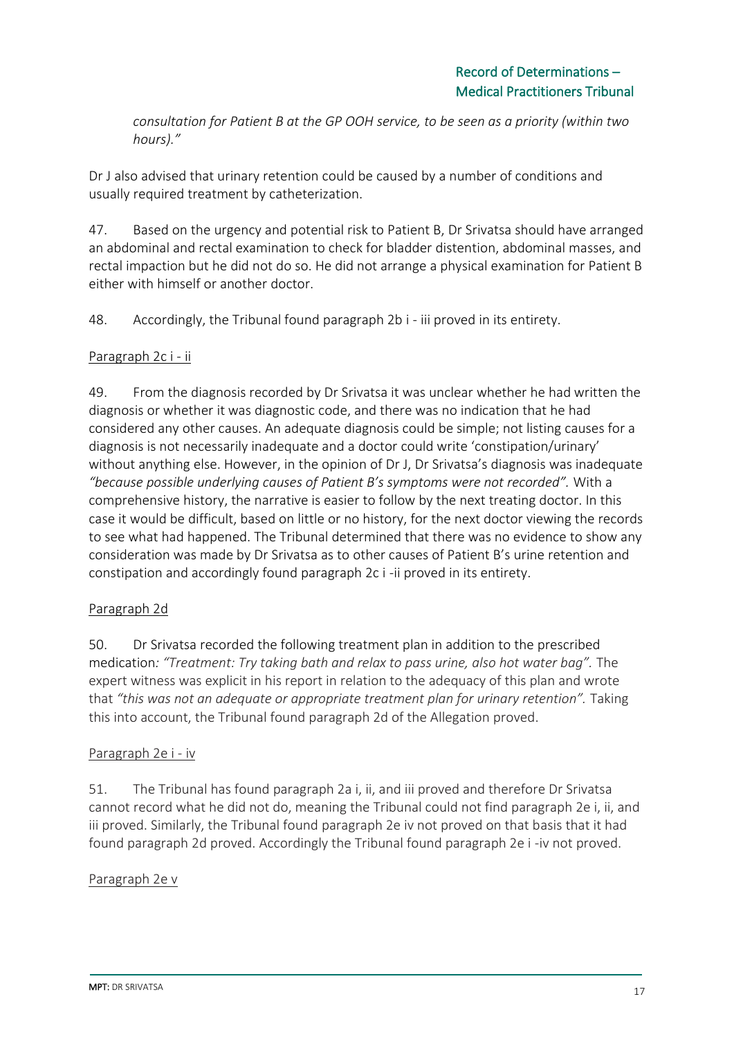*consultation for Patient B at the GP OOH service, to be seen as a priority (within two hours)."*

Dr J also advised that urinary retention could be caused by a number of conditions and usually required treatment by catheterization.

47. Based on the urgency and potential risk to Patient B, Dr Srivatsa should have arranged an abdominal and rectal examination to check for bladder distention, abdominal masses, and rectal impaction but he did not do so. He did not arrange a physical examination for Patient B either with himself or another doctor.

48. Accordingly, the Tribunal found paragraph 2b i - iii proved in its entirety.

Paragraph 2c i - ii

49. From the diagnosis recorded by Dr Srivatsa it was unclear whether he had written the diagnosis or whether it was diagnostic code, and there was no indication that he had considered any other causes. An adequate diagnosis could be simple; not listing causes for a diagnosis is not necessarily inadequate and a doctor could write 'constipation/urinary' without anything else. However, in the opinion of Dr J, Dr Srivatsa's diagnosis was inadequate *"because possible underlying causes of Patient B's symptoms were not recorded".* With a comprehensive history, the narrative is easier to follow by the next treating doctor. In this case it would be difficult, based on little or no history, for the next doctor viewing the records to see what had happened. The Tribunal determined that there was no evidence to show any consideration was made by Dr Srivatsa as to other causes of Patient B's urine retention and constipation and accordingly found paragraph 2c i -ii proved in its entirety.

Paragraph 2d

50. Dr Srivatsa recorded the following treatment plan in addition to the prescribed medication*: "Treatment: Try taking bath and relax to pass urine, also hot water bag".* The expert witness was explicit in his report in relation to the adequacy of this plan and wrote that *"this was not an adequate or appropriate treatment plan for urinary retention".* Taking this into account, the Tribunal found paragraph 2d of the Allegation proved.

Paragraph 2e i - iv

51. The Tribunal has found paragraph 2a i, ii, and iii proved and therefore Dr Srivatsa cannot record what he did not do, meaning the Tribunal could not find paragraph 2e i, ii, and iii proved. Similarly, the Tribunal found paragraph 2e iv not proved on that basis that it had found paragraph 2d proved. Accordingly the Tribunal found paragraph 2e i -iv not proved.

Paragraph 2e v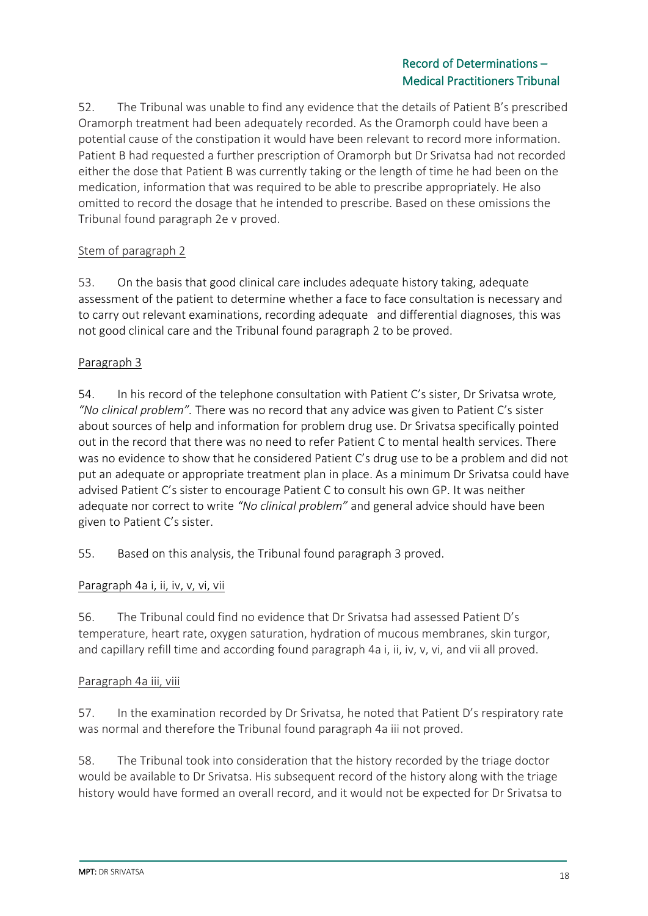52. The Tribunal was unable to find any evidence that the details of Patient B's prescribed Oramorph treatment had been adequately recorded. As the Oramorph could have been a potential cause of the constipation it would have been relevant to record more information. Patient B had requested a further prescription of Oramorph but Dr Srivatsa had not recorded either the dose that Patient B was currently taking or the length of time he had been on the medication, information that was required to be able to prescribe appropriately. He also omitted to record the dosage that he intended to prescribe. Based on these omissions the Tribunal found paragraph 2e v proved.

<u>Stem of paragraph 2</u>

53. On the basis that good clinical care includes adequate history taking, adequate assessment of the patient to determine whether a face to face consultation is necessary and to carry out relevant examinations, recording adequate and differential diagnoses, this was not good clinical care and the Tribunal found paragraph 2 to be proved.

<u>Paragraph 3</u>

54. In his record of the telephone consultation with Patient C's sister, Dr Srivatsa wrote, *"No clinical problem"*. There was no record that any advice was given to Patient C's sister about sources of help and information for problem drug use. Dr Srivatsa specifically pointed out in the record that there was no need to refer Patient C to mental health services. There was no evidence to show that he considered Patient C's drug use to be a problem and did not put an adequate or appropriate treatment plan in place. As a minimum Dr Srivatsa could have advised Patient C's sister to encourage Patient C to consult his own GP. It was neither adequate nor correct to write *"No clinical problem"* and general advice should have been given to Patient C's sister.

55. Based on this analysis, the Tribunal found paragraph 3 proved.

<u>Paragraph 4a i, ii, iv, v, vi, vii</u>

56. The Tribunal could find no evidence that Dr Srivatsa had assessed Patient D's temperature, heart rate, oxygen saturation, hydration of mucous membranes, skin turgor, and capillary refill time and according found paragraph 4a i, ii, iv, v, vi, and vii all proved.

<u>Paragraph 4a iii, viii</u>

57. In the examination recorded by Dr Srivatsa, he noted that Patient D's respiratory rate was normal and therefore the Tribunal found paragraph 4a iii not proved.

58. The Tribunal took into consideration that the history recorded by the triage doctor would be available to Dr Srivatsa. His subsequent record of the history along with the triage history would have formed an overall record, and it would not be expected for Dr Srivatsa to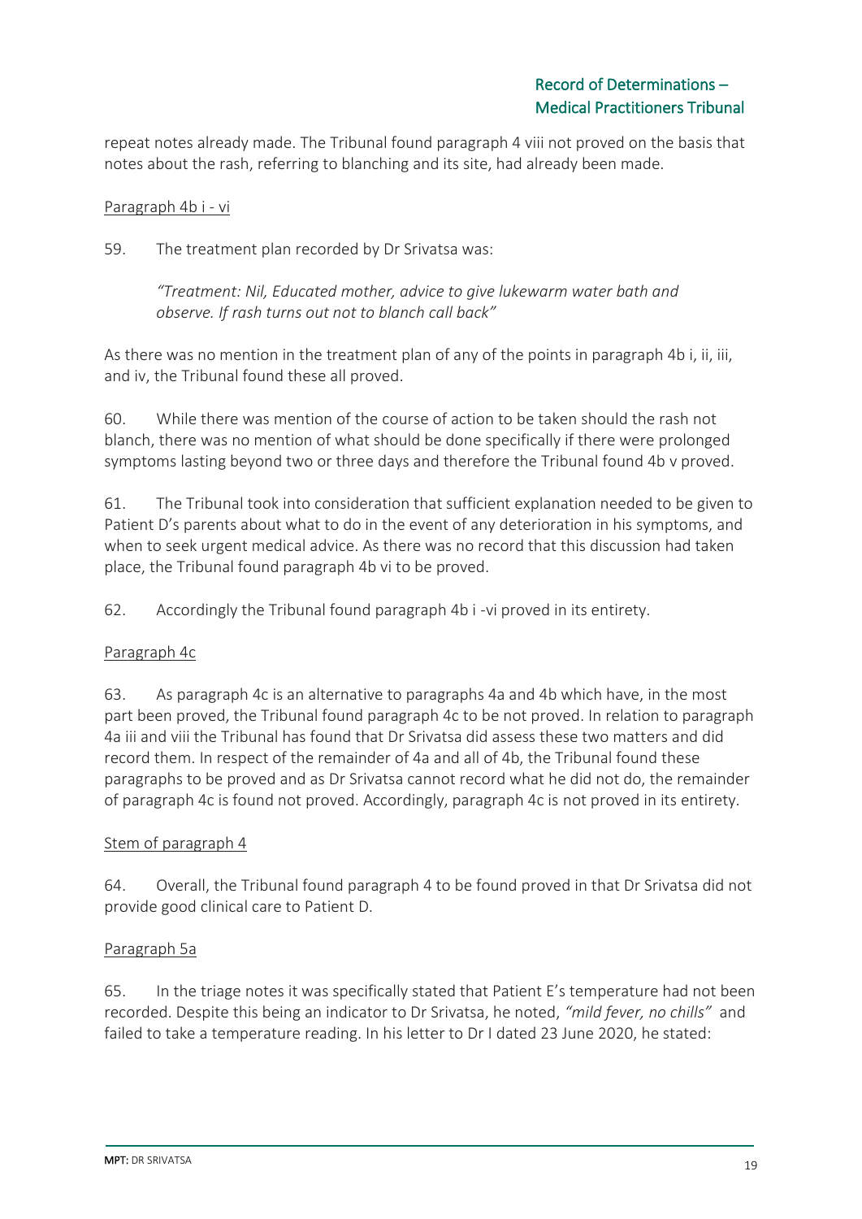repeat notes already made. The Tribunal found paragraph 4 viii not proved on the basis that notes about the rash, referring to blanching and its site, had already been made.

Paragraph 4b i - vi

59. The treatment plan recorded by Dr Srivatsa was:

> *"Treatment: Nil, Educated mother, advice to give lukewarm water bath and observe. If rash turns out not to blanch call back"*

As there was no mention in the treatment plan of any of the points in paragraph 4b i, ii, iii, and iv, the Tribunal found these all proved.

60. While there was mention of the course of action to be taken should the rash not blanch, there was no mention of what should be done specifically if there were prolonged symptoms lasting beyond two or three days and therefore the Tribunal found 4b v proved.

61. The Tribunal took into consideration that sufficient explanation needed to be given to Patient D's parents about what to do in the event of any deterioration in his symptoms, and when to seek urgent medical advice. As there was no record that this discussion had taken place, the Tribunal found paragraph 4b vi to be proved.

62. Accordingly the Tribunal found paragraph 4b i -vi proved in its entirety.

Paragraph 4c

63. As paragraph 4c is an alternative to paragraphs 4a and 4b which have, in the most part been proved, the Tribunal found paragraph 4c to be not proved. In relation to paragraph 4a iii and viii the Tribunal has found that Dr Srivatsa did assess these two matters and did record them. In respect of the remainder of 4a and all of 4b, the Tribunal found these paragraphs to be proved and as Dr Srivatsa cannot record what he did not do, the remainder of paragraph 4c is found not proved. Accordingly, paragraph 4c is not proved in its entirety.

Stem of paragraph 4

64. Overall, the Tribunal found paragraph 4 to be found proved in that Dr Srivatsa did not provide good clinical care to Patient D.

Paragraph 5a

65. In the triage notes it was specifically stated that Patient E's temperature had not been recorded. Despite this being an indicator to Dr Srivatsa, he noted, *"mild fever, no chills"* and failed to take a temperature reading. In his letter to Dr I dated 23 June 2020, he stated: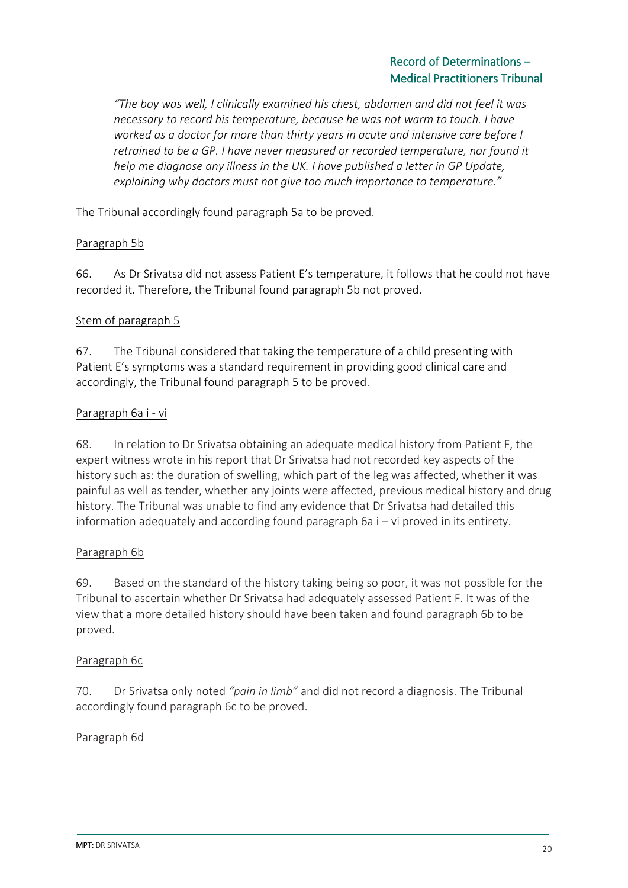*"The boy was well, I clinically examined his chest, abdomen and did not feel it was necessary to record his temperature, because he was not warm to touch. I have worked as a doctor for more than thirty years in acute and intensive care before I retrained to be a GP. I have never measured or recorded temperature, nor found it help me diagnose any illness in the UK. I have published a letter in GP Update, explaining why doctors must not give too much importance to temperature."*

The Tribunal accordingly found paragraph 5a to be proved.

Paragraph 5b

66. As Dr Srivatsa did not assess Patient E's temperature, it follows that he could not have recorded it. Therefore, the Tribunal found paragraph 5b not proved.

Stem of paragraph 5

67. The Tribunal considered that taking the temperature of a child presenting with Patient E's symptoms was a standard requirement in providing good clinical care and accordingly, the Tribunal found paragraph 5 to be proved.

Paragraph 6a i - vi

68. In relation to Dr Srivatsa obtaining an adequate medical history from Patient F, the expert witness wrote in his report that Dr Srivatsa had not recorded key aspects of the history such as: the duration of swelling, which part of the leg was affected, whether it was painful as well as tender, whether any joints were affected, previous medical history and drug history. The Tribunal was unable to find any evidence that Dr Srivatsa had detailed this information adequately and according found paragraph 6a i – vi proved in its entirety.

Paragraph 6b

69. Based on the standard of the history taking being so poor, it was not possible for the Tribunal to ascertain whether Dr Srivatsa had adequately assessed Patient F. It was of the view that a more detailed history should have been taken and found paragraph 6b to be proved.

Paragraph 6c

70. Dr Srivatsa only noted *"pain in limb"* and did not record a diagnosis. The Tribunal accordingly found paragraph 6c to be proved.

Paragraph 6d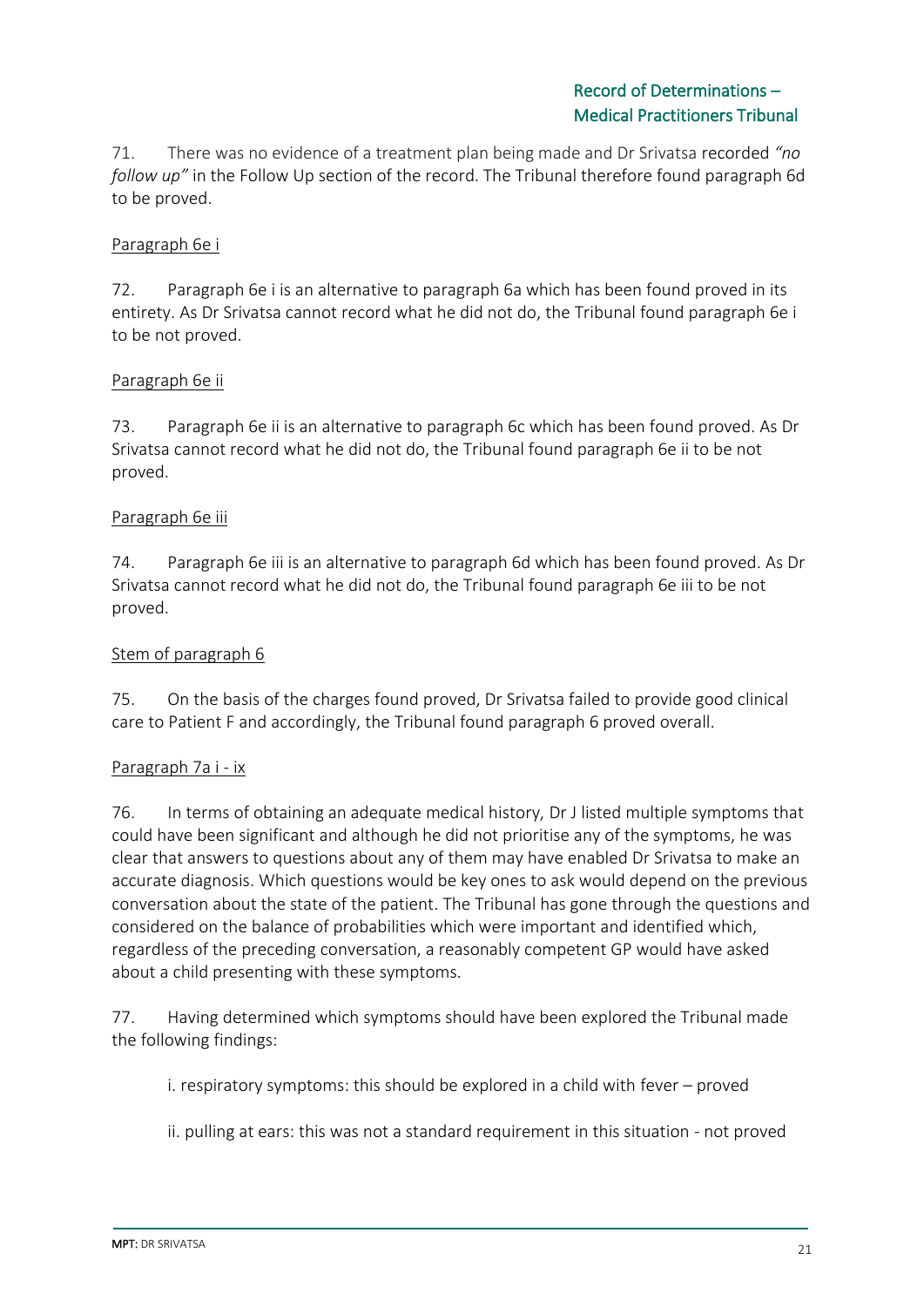71. There was no evidence of a treatment plan being made and Dr Srivatsa recorded *"no follow up"* in the Follow Up section of the record. The Tribunal therefore found paragraph 6d to be proved.

Paragraph 6e i

72. Paragraph 6e i is an alternative to paragraph 6a which has been found proved in its entirety. As Dr Srivatsa cannot record what he did not do, the Tribunal found paragraph 6e i to be not proved.

Paragraph 6e ii

73. Paragraph 6e ii is an alternative to paragraph 6c which has been found proved. As Dr Srivatsa cannot record what he did not do, the Tribunal found paragraph 6e ii to be not proved.

Paragraph 6e iii

74. Paragraph 6e iii is an alternative to paragraph 6d which has been found proved. As Dr Srivatsa cannot record what he did not do, the Tribunal found paragraph 6e iii to be not proved.

Stem of paragraph 6

75. On the basis of the charges found proved, Dr Srivatsa failed to provide good clinical care to Patient F and accordingly, the Tribunal found paragraph 6 proved overall.

Paragraph 7a i - ix

76. In terms of obtaining an adequate medical history, Dr J listed multiple symptoms that could have been significant and although he did not prioritise any of the symptoms, he was clear that answers to questions about any of them may have enabled Dr Srivatsa to make an accurate diagnosis. Which questions would be key ones to ask would depend on the previous conversation about the state of the patient. The Tribunal has gone through the questions and considered on the balance of probabilities which were important and identified which, regardless of the preceding conversation, a reasonably competent GP would have asked about a child presenting with these symptoms.

77. Having determined which symptoms should have been explored the Tribunal made the following findings:

i. respiratory symptoms: this should be explored in a child with fever – proved

ii. pulling at ears: this was not a standard requirement in this situation - not proved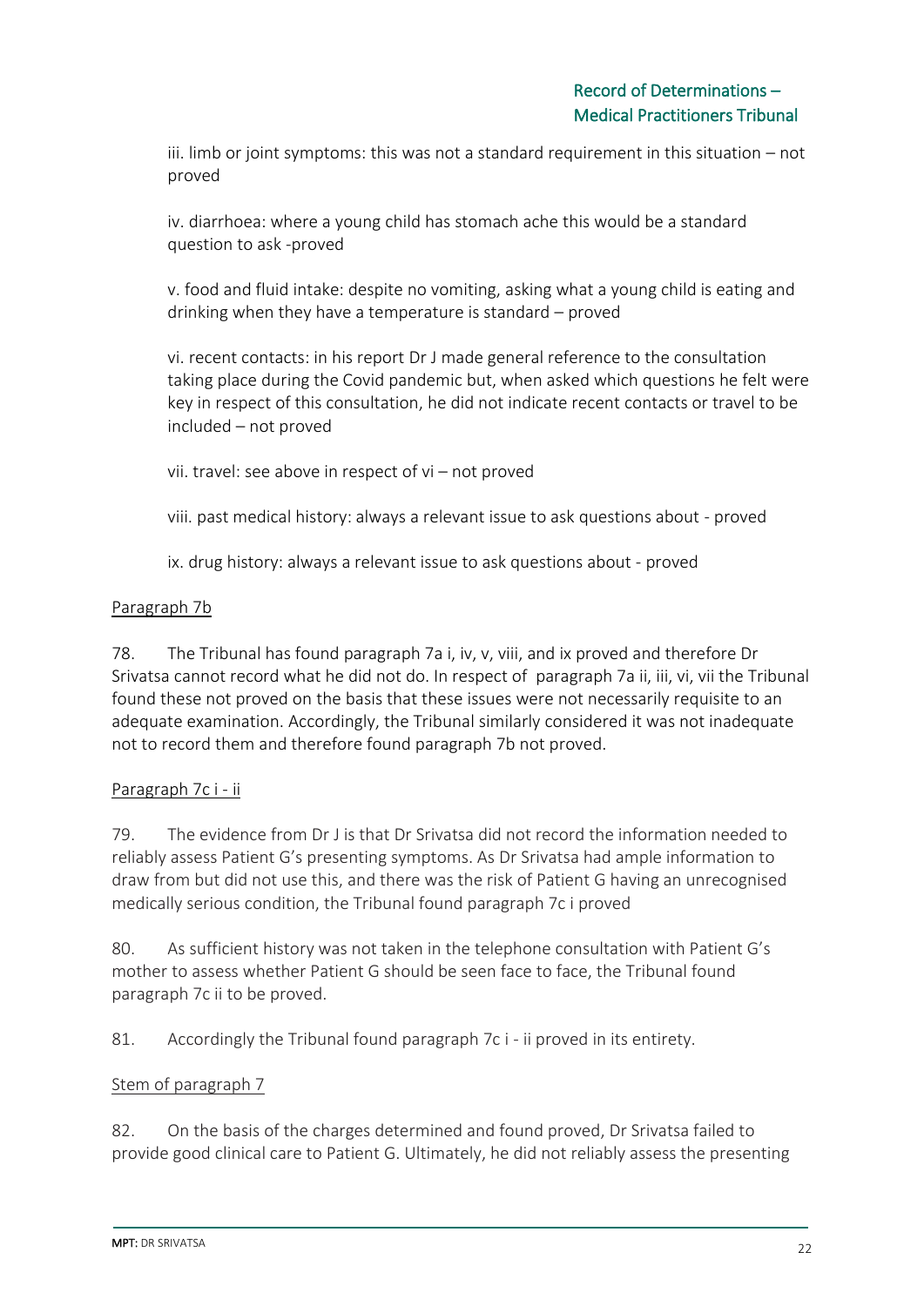iii. limb or joint symptoms: this was not a standard requirement in this situation – not proved

iv. diarrhoea: where a young child has stomach ache this would be a standard question to ask -proved

v. food and fluid intake: despite no vomiting, asking what a young child is eating and drinking when they have a temperature is standard – proved

vi. recent contacts: in his report Dr J made general reference to the consultation taking place during the Covid pandemic but, when asked which questions he felt were key in respect of this consultation, he did not indicate recent contacts or travel to be included – not proved

vii. travel: see above in respect of vi – not proved

viii. past medical history: always a relevant issue to ask questions about - proved

ix. drug history: always a relevant issue to ask questions about - proved

<u>Paragraph 7b</u>

78. The Tribunal has found paragraph 7a i, iv, v, viii, and ix proved and therefore Dr Srivatsa cannot record what he did not do. In respect of paragraph 7a ii, iii, vi, vii the Tribunal found these not proved on the basis that these issues were not necessarily requisite to an adequate examination. Accordingly, the Tribunal similarly considered it was not inadequate not to record them and therefore found paragraph 7b not proved.

<u>Paragraph 7c i - ii</u>

79. The evidence from Dr J is that Dr Srivatsa did not record the information needed to reliably assess Patient G's presenting symptoms. As Dr Srivatsa had ample information to draw from but did not use this, and there was the risk of Patient G having an unrecognised medically serious condition, the Tribunal found paragraph 7c i proved

80. As sufficient history was not taken in the telephone consultation with Patient G's mother to assess whether Patient G should be seen face to face, the Tribunal found paragraph 7c ii to be proved.

81. Accordingly the Tribunal found paragraph 7c i - ii proved in its entirety.

<u>Stem of paragraph 7</u>

82. On the basis of the charges determined and found proved, Dr Srivatsa failed to provide good clinical care to Patient G. Ultimately, he did not reliably assess the presenting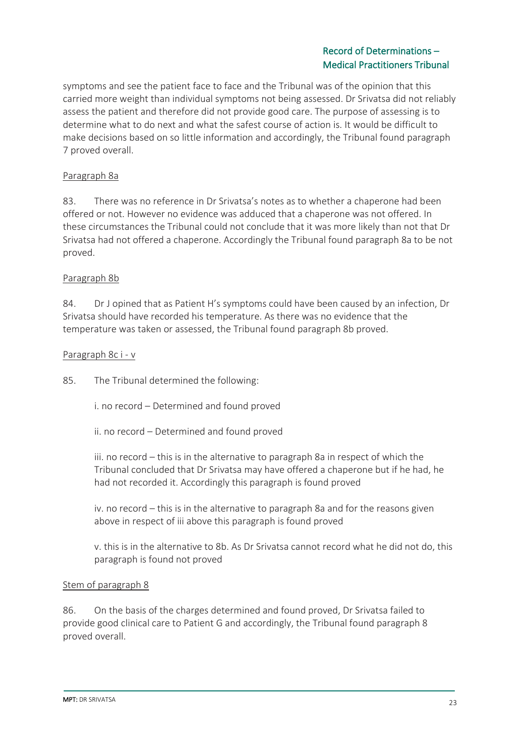symptoms and see the patient face to face and the Tribunal was of the opinion that this carried more weight than individual symptoms not being assessed. Dr Srivatsa did not reliably assess the patient and therefore did not provide good care. The purpose of assessing is to determine what to do next and what the safest course of action is. It would be difficult to make decisions based on so little information and accordingly, the Tribunal found paragraph 7 proved overall.

Paragraph 8a

83. There was no reference in Dr Srivatsa's notes as to whether a chaperone had been offered or not. However no evidence was adduced that a chaperone was not offered. In these circumstances the Tribunal could not conclude that it was more likely than not that Dr Srivatsa had not offered a chaperone. Accordingly the Tribunal found paragraph 8a to be not proved.

Paragraph 8b

84. Dr J opined that as Patient H's symptoms could have been caused by an infection, Dr Srivatsa should have recorded his temperature. As there was no evidence that the temperature was taken or assessed, the Tribunal found paragraph 8b proved.

Paragraph 8c i - v

85. The Tribunal determined the following:

i. no record – Determined and found proved

ii. no record – Determined and found proved

iii. no record – this is in the alternative to paragraph 8a in respect of which the Tribunal concluded that Dr Srivatsa may have offered a chaperone but if he had, he had not recorded it. Accordingly this paragraph is found proved

iv. no record – this is in the alternative to paragraph 8a and for the reasons given above in respect of iii above this paragraph is found proved

v. this is in the alternative to 8b. As Dr Srivatsa cannot record what he did not do, this paragraph is found not proved

Stem of paragraph 8

86. On the basis of the charges determined and found proved, Dr Srivatsa failed to provide good clinical care to Patient G and accordingly, the Tribunal found paragraph 8 proved overall.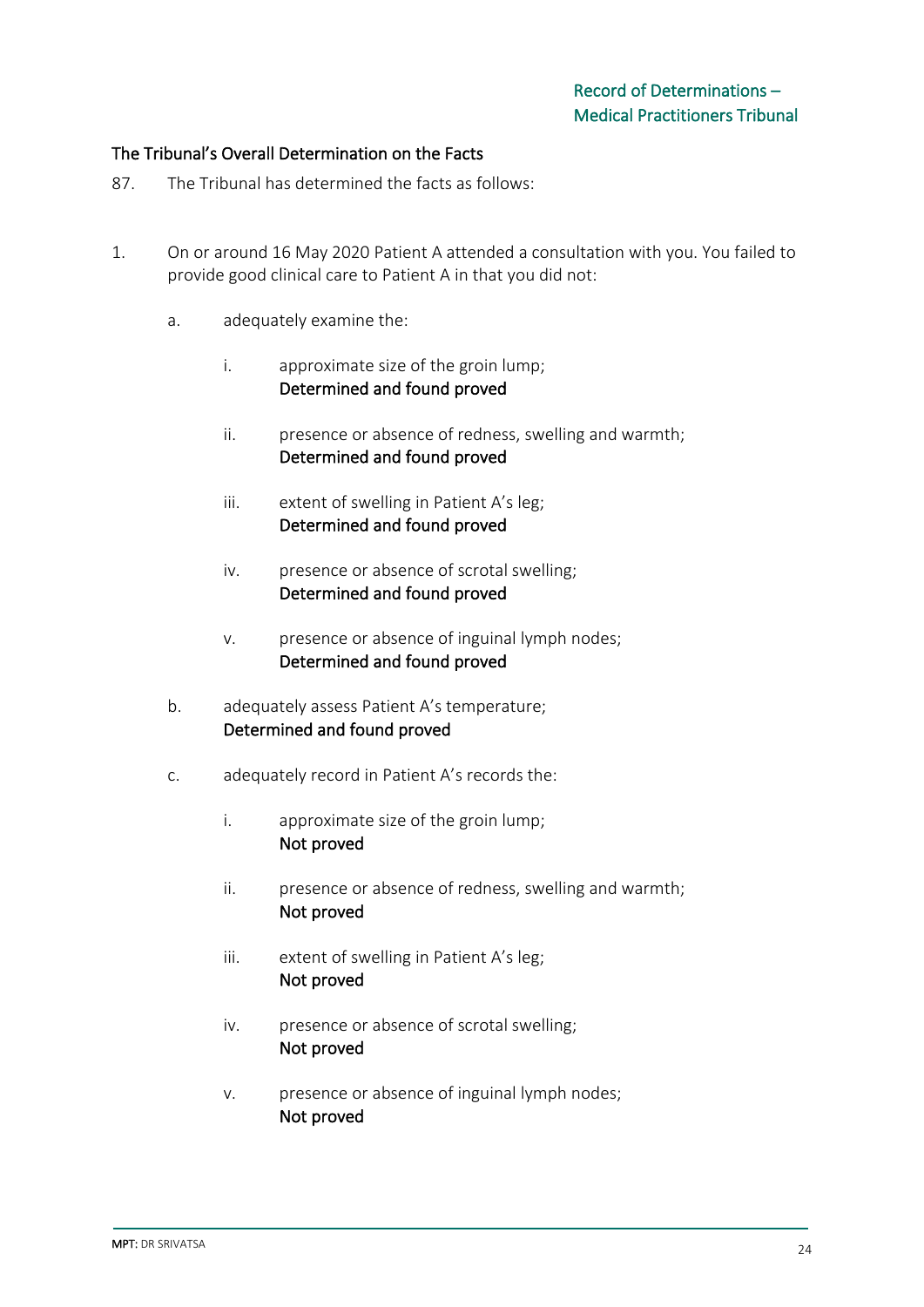### The Tribunal's Overall Determination on the Facts

87. The Tribunal has determined the facts as follows:

1. On or around 16 May 2020 Patient A attended a consultation with you. You failed to provide good clinical care to Patient A in that you did not:

   a. adequately examine the:

      i. approximate size of the groin lump;
      **Determined and found proved**

      ii. presence or absence of redness, swelling and warmth;
      **Determined and found proved**

      iii. extent of swelling in Patient A's leg;
      **Determined and found proved**

      iv. presence or absence of scrotal swelling;
      **Determined and found proved**

      v. presence or absence of inguinal lymph nodes;
      **Determined and found proved**

   b. adequately assess Patient A's temperature;
   **Determined and found proved**

   c. adequately record in Patient A's records the:

      i. approximate size of the groin lump;
      **Not proved**

      ii. presence or absence of redness, swelling and warmth;
      **Not proved**

      iii. extent of swelling in Patient A's leg;
      **Not proved**

      iv. presence or absence of scrotal swelling;
      **Not proved**

      v. presence or absence of inguinal lymph nodes;
      **Not proved**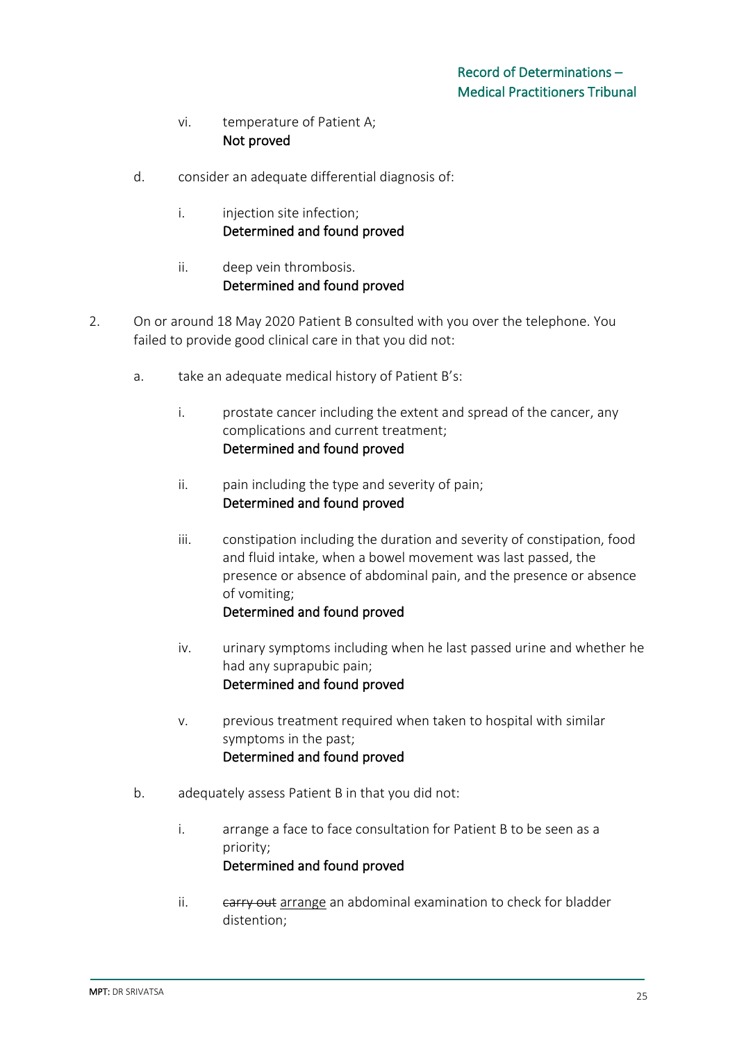vi. temperature of Patient A;
**Not proved**

d. consider an adequate differential diagnosis of:

i. injection site infection;
**Determined and found proved**

ii. deep vein thrombosis.
**Determined and found proved**

2. On or around 18 May 2020 Patient B consulted with you over the telephone. You failed to provide good clinical care in that you did not:

a. take an adequate medical history of Patient B's:

i. prostate cancer including the extent and spread of the cancer, any complications and current treatment;
**Determined and found proved**

ii. pain including the type and severity of pain;
**Determined and found proved**

iii. constipation including the duration and severity of constipation, food and fluid intake, when a bowel movement was last passed, the presence or absence of abdominal pain, and the presence or absence of vomiting;
**Determined and found proved**

iv. urinary symptoms including when he last passed urine and whether he had any suprapubic pain;
**Determined and found proved**

v. previous treatment required when taken to hospital with similar symptoms in the past;
**Determined and found proved**

b. adequately assess Patient B in that you did not:

i. arrange a face to face consultation for Patient B to be seen as a priority;
**Determined and found proved**

ii. ~~carry out~~ <u>arrange</u> an abdominal examination to check for bladder distention;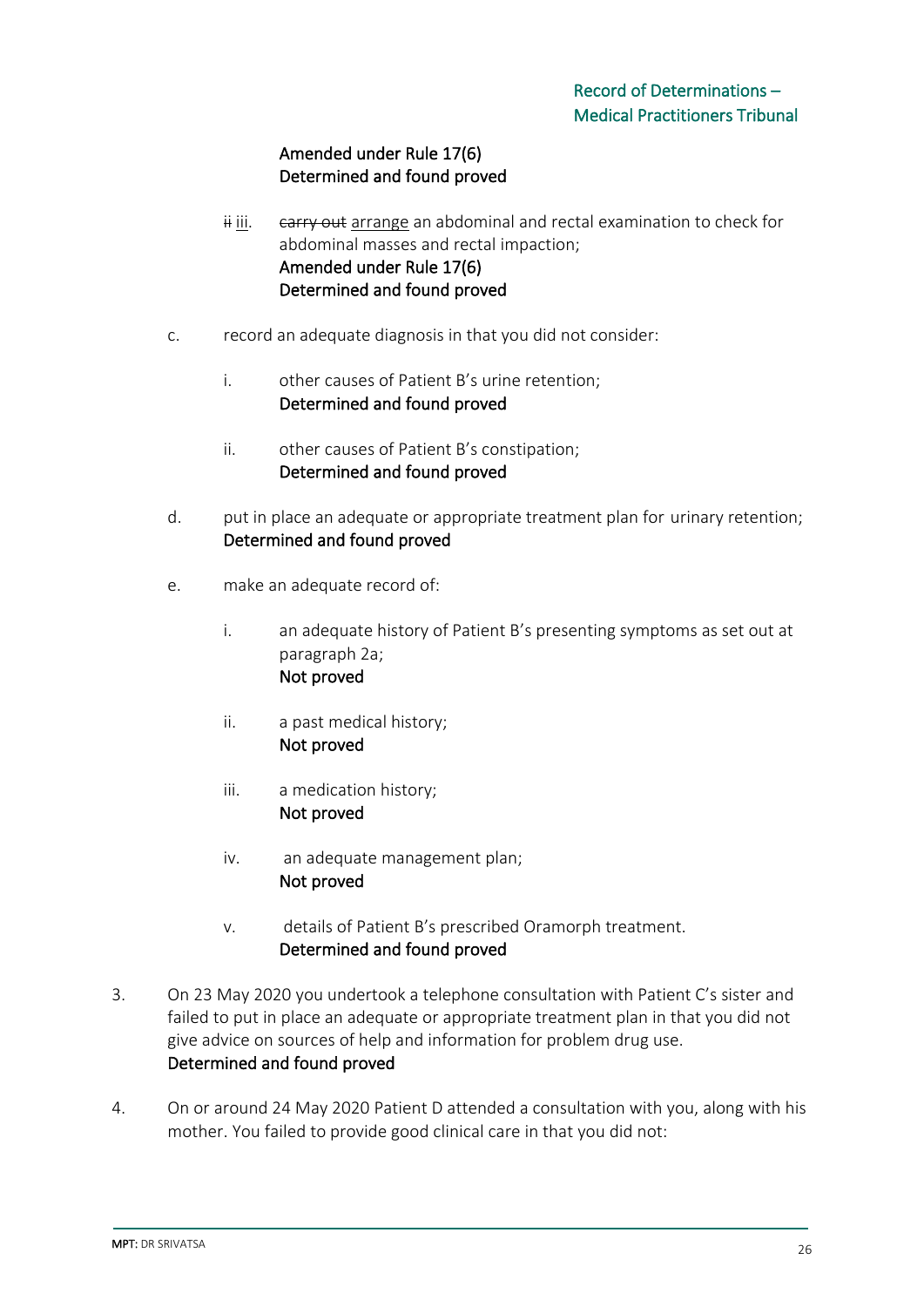Amended under Rule 17(6)
Determined and found proved

~~ii~~ iii. ~~carry out~~ arrange an abdominal and rectal examination to check for abdominal masses and rectal impaction;
Amended under Rule 17(6)
Determined and found proved

c. record an adequate diagnosis in that you did not consider:

i. other causes of Patient B's urine retention;
Determined and found proved

ii. other causes of Patient B's constipation;
Determined and found proved

d. put in place an adequate or appropriate treatment plan for urinary retention;
Determined and found proved

e. make an adequate record of:

i. an adequate history of Patient B's presenting symptoms as set out at paragraph 2a;
Not proved

ii. a past medical history;
Not proved

iii. a medication history;
Not proved

iv. an adequate management plan;
Not proved

v. details of Patient B's prescribed Oramorph treatment.
Determined and found proved

3. On 23 May 2020 you undertook a telephone consultation with Patient C's sister and failed to put in place an adequate or appropriate treatment plan in that you did not give advice on sources of help and information for problem drug use.
Determined and found proved

4. On or around 24 May 2020 Patient D attended a consultation with you, along with his mother. You failed to provide good clinical care in that you did not: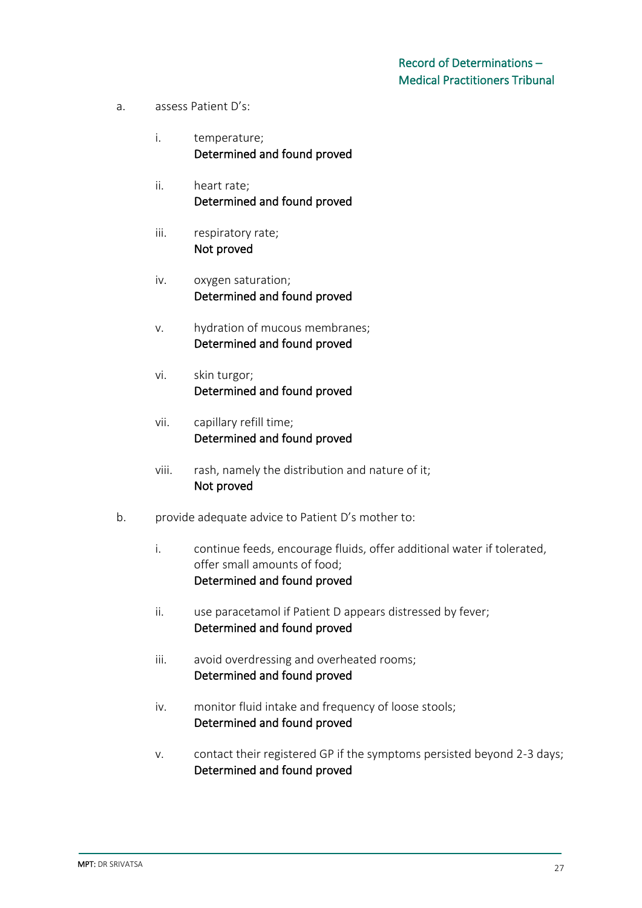a. assess Patient D's:

   i. temperature;
   **Determined and found proved**

   ii. heart rate;
   **Determined and found proved**

   iii. respiratory rate;
   **Not proved**

   iv. oxygen saturation;
   **Determined and found proved**

   v. hydration of mucous membranes;
   **Determined and found proved**

   vi. skin turgor;
   **Determined and found proved**

   vii. capillary refill time;
   **Determined and found proved**

   viii. rash, namely the distribution and nature of it;
   **Not proved**

b. provide adequate advice to Patient D's mother to:

   i. continue feeds, encourage fluids, offer additional water if tolerated, offer small amounts of food;
   **Determined and found proved**

   ii. use paracetamol if Patient D appears distressed by fever;
   **Determined and found proved**

   iii. avoid overdressing and overheated rooms;
   **Determined and found proved**

   iv. monitor fluid intake and frequency of loose stools;
   **Determined and found proved**

   v. contact their registered GP if the symptoms persisted beyond 2-3 days;
   **Determined and found proved**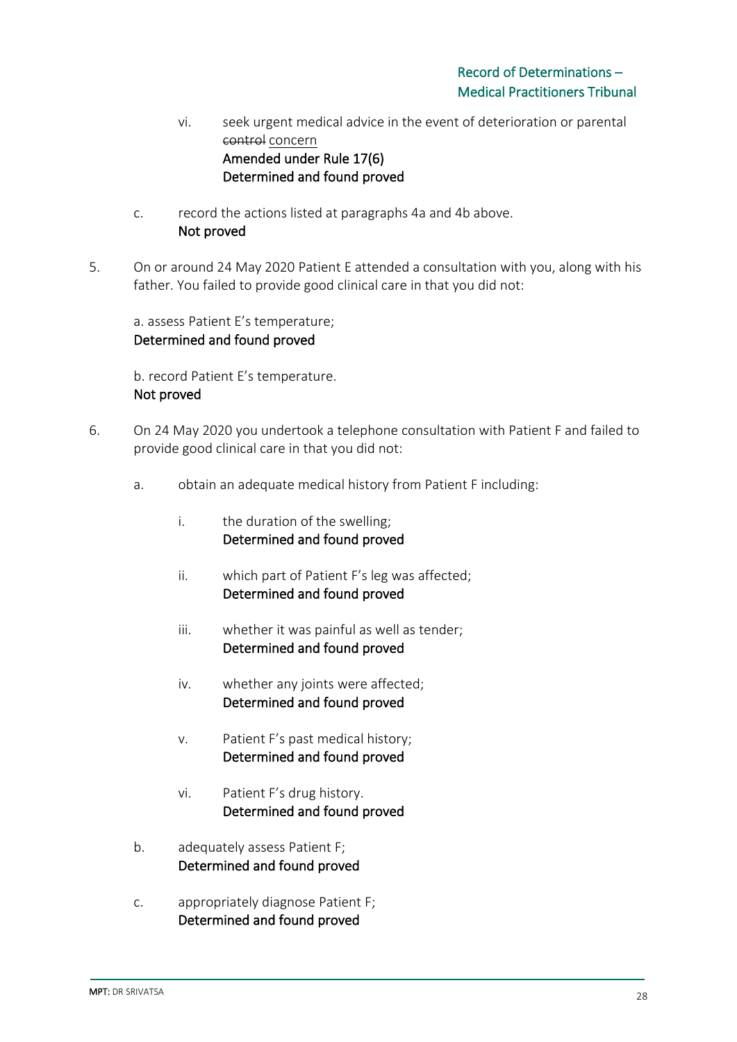vi. seek urgent medical advice in the event of deterioration or parental ~~control~~ concern
**Amended under Rule 17(6)**
**Determined and found proved**

c. record the actions listed at paragraphs 4a and 4b above.
**Not proved**

5. On or around 24 May 2020 Patient E attended a consultation with you, along with his father. You failed to provide good clinical care in that you did not:

a. assess Patient E's temperature;
**Determined and found proved**

b. record Patient E's temperature.
**Not proved**

6. On 24 May 2020 you undertook a telephone consultation with Patient F and failed to provide good clinical care in that you did not:

a. obtain an adequate medical history from Patient F including:

i. the duration of the swelling;
**Determined and found proved**

ii. which part of Patient F's leg was affected;
**Determined and found proved**

iii. whether it was painful as well as tender;
**Determined and found proved**

iv. whether any joints were affected;
**Determined and found proved**

v. Patient F's past medical history;
**Determined and found proved**

vi. Patient F's drug history.
**Determined and found proved**

b. adequately assess Patient F;
**Determined and found proved**

c. appropriately diagnose Patient F;
**Determined and found proved**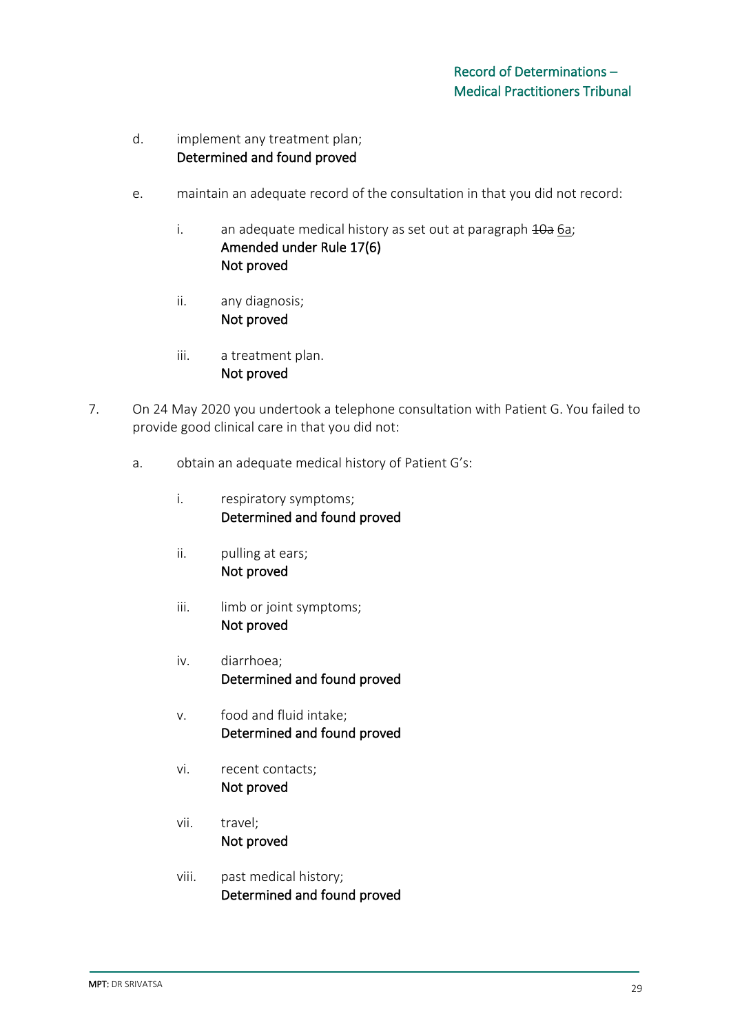d. implement any treatment plan;
   Determined and found proved

e. maintain an adequate record of the consultation in that you did not record:

   i. an adequate medical history as set out at paragraph ~~10a~~ 6a;
      Amended under Rule 17(6)
      Not proved

   ii. any diagnosis;
      Not proved

   iii. a treatment plan.
      Not proved

7. On 24 May 2020 you undertook a telephone consultation with Patient G. You failed to provide good clinical care in that you did not:

   a. obtain an adequate medical history of Patient G's:

      i. respiratory symptoms;
         Determined and found proved

      ii. pulling at ears;
         Not proved

      iii. limb or joint symptoms;
         Not proved

      iv. diarrhoea;
         Determined and found proved

      v. food and fluid intake;
         Determined and found proved

      vi. recent contacts;
         Not proved

      vii. travel;
         Not proved

      viii. past medical history;
         Determined and found proved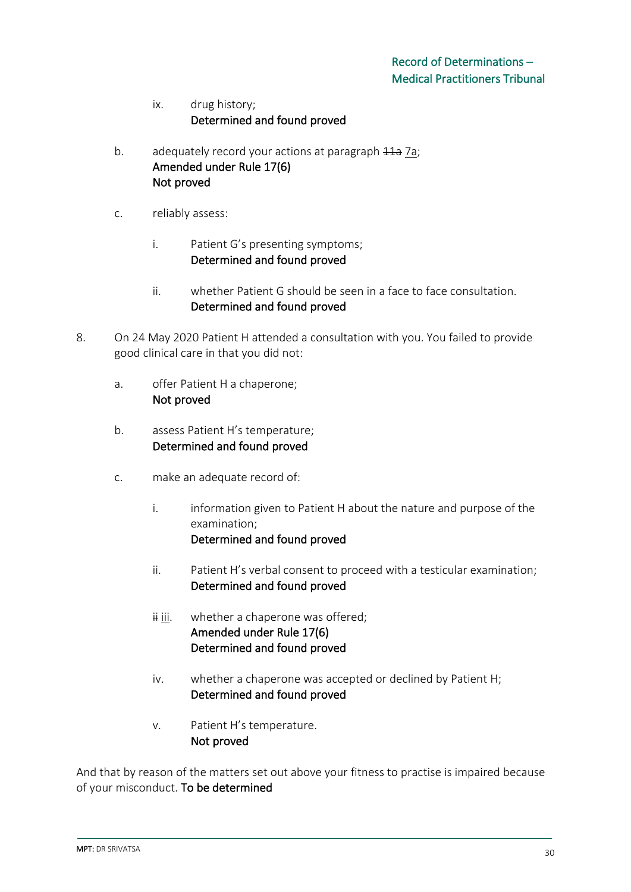ix. drug history;
Determined and found proved

b. adequately record your actions at paragraph ~~11a~~ 7a;
Amended under Rule 17(6)
Not proved

c. reliably assess:

i. Patient G's presenting symptoms;
Determined and found proved

ii. whether Patient G should be seen in a face to face consultation.
Determined and found proved

8. On 24 May 2020 Patient H attended a consultation with you. You failed to provide good clinical care in that you did not:

a. offer Patient H a chaperone;
Not proved

b. assess Patient H's temperature;
Determined and found proved

c. make an adequate record of:

i. information given to Patient H about the nature and purpose of the examination;
Determined and found proved

ii. Patient H's verbal consent to proceed with a testicular examination;
Determined and found proved

~~ii~~ iii. whether a chaperone was offered;
Amended under Rule 17(6)
Determined and found proved

iv. whether a chaperone was accepted or declined by Patient H;
Determined and found proved

v. Patient H's temperature.
Not proved

And that by reason of the matters set out above your fitness to practise is impaired because of your misconduct. To be determined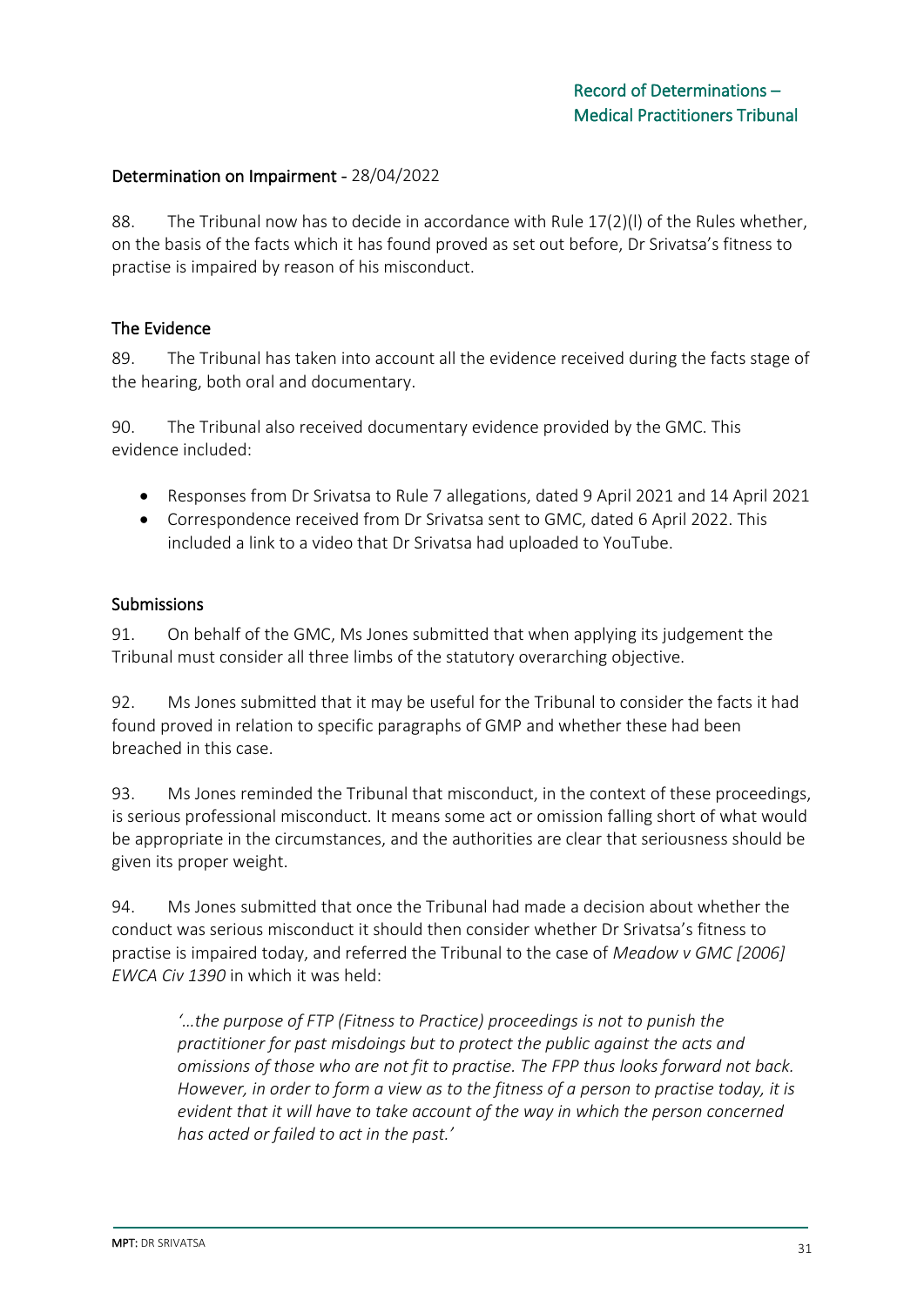## Determination on Impairment - 28/04/2022

88. The Tribunal now has to decide in accordance with Rule 17(2)(l) of the Rules whether, on the basis of the facts which it has found proved as set out before, Dr Srivatsa's fitness to practise is impaired by reason of his misconduct.

### The Evidence

89. The Tribunal has taken into account all the evidence received during the facts stage of the hearing, both oral and documentary.

90. The Tribunal also received documentary evidence provided by the GMC. This evidence included:

- Responses from Dr Srivatsa to Rule 7 allegations, dated 9 April 2021 and 14 April 2021
- Correspondence received from Dr Srivatsa sent to GMC, dated 6 April 2022. This included a link to a video that Dr Srivatsa had uploaded to YouTube.

### Submissions

91. On behalf of the GMC, Ms Jones submitted that when applying its judgement the Tribunal must consider all three limbs of the statutory overarching objective.

92. Ms Jones submitted that it may be useful for the Tribunal to consider the facts it had found proved in relation to specific paragraphs of GMP and whether these had been breached in this case.

93. Ms Jones reminded the Tribunal that misconduct, in the context of these proceedings, is serious professional misconduct. It means some act or omission falling short of what would be appropriate in the circumstances, and the authorities are clear that seriousness should be given its proper weight.

94. Ms Jones submitted that once the Tribunal had made a decision about whether the conduct was serious misconduct it should then consider whether Dr Srivatsa's fitness to practise is impaired today, and referred the Tribunal to the case of *Meadow v GMC [2006] EWCA Civ 1390* in which it was held:

> *'…the purpose of FTP (Fitness to Practice) proceedings is not to punish the practitioner for past misdoings but to protect the public against the acts and omissions of those who are not fit to practise. The FPP thus looks forward not back. However, in order to form a view as to the fitness of a person to practise today, it is evident that it will have to take account of the way in which the person concerned has acted or failed to act in the past.'*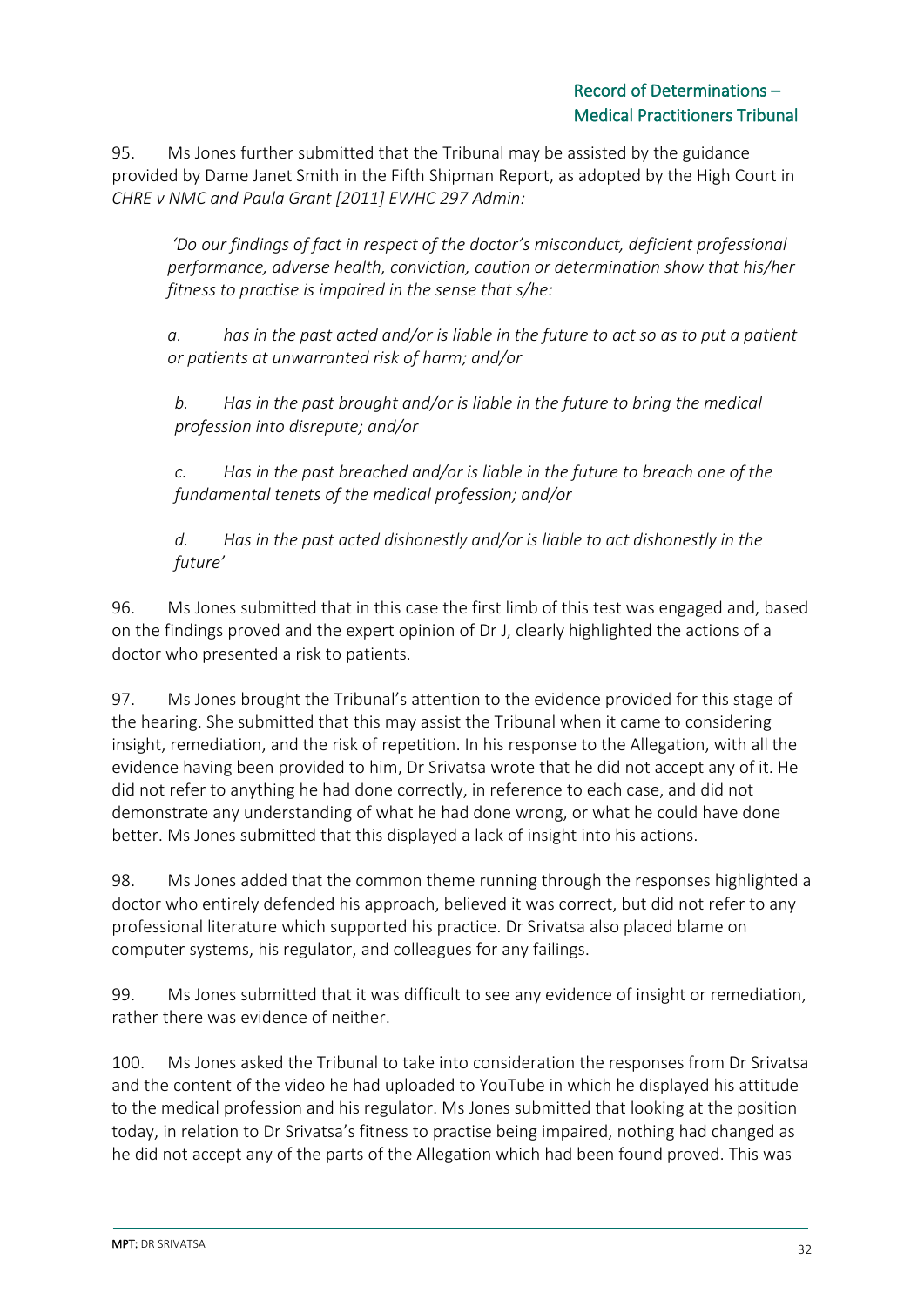95. Ms Jones further submitted that the Tribunal may be assisted by the guidance provided by Dame Janet Smith in the Fifth Shipman Report, as adopted by the High Court in *CHRE v NMC and Paula Grant [2011] EWHC 297 Admin:*

> *'Do our findings of fact in respect of the doctor's misconduct, deficient professional performance, adverse health, conviction, caution or determination show that his/her fitness to practise is impaired in the sense that s/he:*
>
> *a. has in the past acted and/or is liable in the future to act so as to put a patient or patients at unwarranted risk of harm; and/or*
>
> *b. Has in the past brought and/or is liable in the future to bring the medical profession into disrepute; and/or*
>
> *c. Has in the past breached and/or is liable in the future to breach one of the fundamental tenets of the medical profession; and/or*
>
> *d. Has in the past acted dishonestly and/or is liable to act dishonestly in the future'*

96. Ms Jones submitted that in this case the first limb of this test was engaged and, based on the findings proved and the expert opinion of Dr J, clearly highlighted the actions of a doctor who presented a risk to patients.

97. Ms Jones brought the Tribunal's attention to the evidence provided for this stage of the hearing. She submitted that this may assist the Tribunal when it came to considering insight, remediation, and the risk of repetition. In his response to the Allegation, with all the evidence having been provided to him, Dr Srivatsa wrote that he did not accept any of it. He did not refer to anything he had done correctly, in reference to each case, and did not demonstrate any understanding of what he had done wrong, or what he could have done better. Ms Jones submitted that this displayed a lack of insight into his actions.

98. Ms Jones added that the common theme running through the responses highlighted a doctor who entirely defended his approach, believed it was correct, but did not refer to any professional literature which supported his practice. Dr Srivatsa also placed blame on computer systems, his regulator, and colleagues for any failings.

99. Ms Jones submitted that it was difficult to see any evidence of insight or remediation, rather there was evidence of neither.

100. Ms Jones asked the Tribunal to take into consideration the responses from Dr Srivatsa and the content of the video he had uploaded to YouTube in which he displayed his attitude to the medical profession and his regulator. Ms Jones submitted that looking at the position today, in relation to Dr Srivatsa's fitness to practise being impaired, nothing had changed as he did not accept any of the parts of the Allegation which had been found proved. This was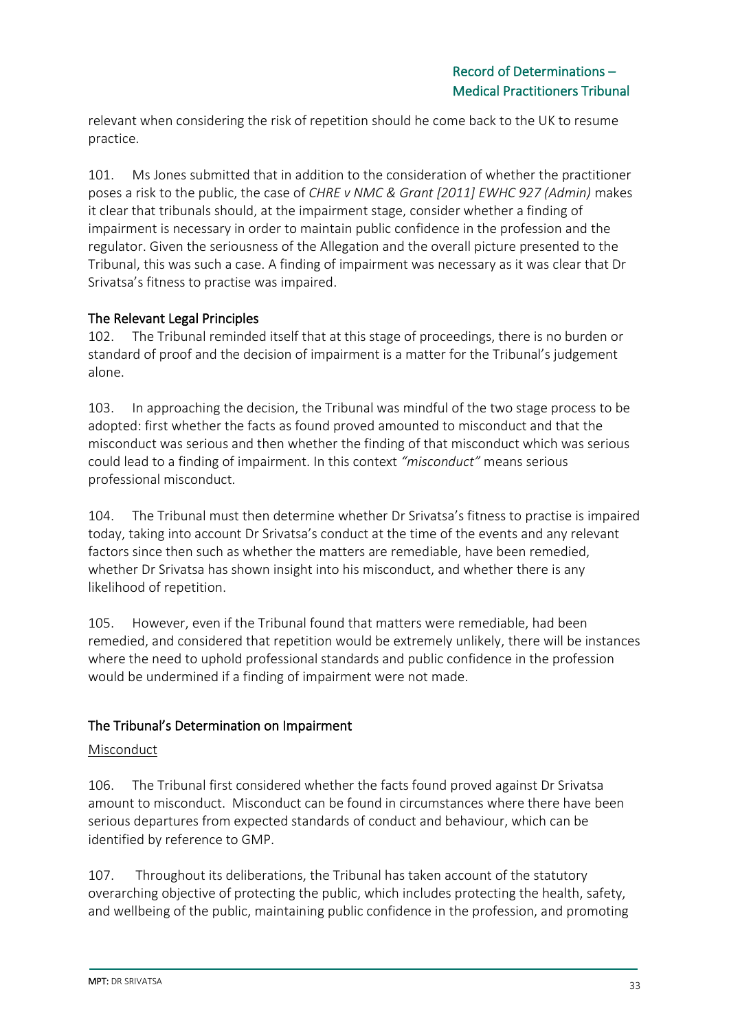relevant when considering the risk of repetition should he come back to the UK to resume practice.

101. Ms Jones submitted that in addition to the consideration of whether the practitioner poses a risk to the public, the case of *CHRE v NMC & Grant [2011] EWHC 927 (Admin)* makes it clear that tribunals should, at the impairment stage, consider whether a finding of impairment is necessary in order to maintain public confidence in the profession and the regulator. Given the seriousness of the Allegation and the overall picture presented to the Tribunal, this was such a case. A finding of impairment was necessary as it was clear that Dr Srivatsa's fitness to practise was impaired.

## The Relevant Legal Principles

102. The Tribunal reminded itself that at this stage of proceedings, there is no burden or standard of proof and the decision of impairment is a matter for the Tribunal's judgement alone.

103. In approaching the decision, the Tribunal was mindful of the two stage process to be adopted: first whether the facts as found proved amounted to misconduct and that the misconduct was serious and then whether the finding of that misconduct which was serious could lead to a finding of impairment. In this context *"misconduct"* means serious professional misconduct.

104. The Tribunal must then determine whether Dr Srivatsa's fitness to practise is impaired today, taking into account Dr Srivatsa's conduct at the time of the events and any relevant factors since then such as whether the matters are remediable, have been remedied, whether Dr Srivatsa has shown insight into his misconduct, and whether there is any likelihood of repetition.

105. However, even if the Tribunal found that matters were remediable, had been remedied, and considered that repetition would be extremely unlikely, there will be instances where the need to uphold professional standards and public confidence in the profession would be undermined if a finding of impairment were not made.

## The Tribunal's Determination on Impairment

### Misconduct

106. The Tribunal first considered whether the facts found proved against Dr Srivatsa amount to misconduct. Misconduct can be found in circumstances where there have been serious departures from expected standards of conduct and behaviour, which can be identified by reference to GMP.

107. Throughout its deliberations, the Tribunal has taken account of the statutory overarching objective of protecting the public, which includes protecting the health, safety, and wellbeing of the public, maintaining public confidence in the profession, and promoting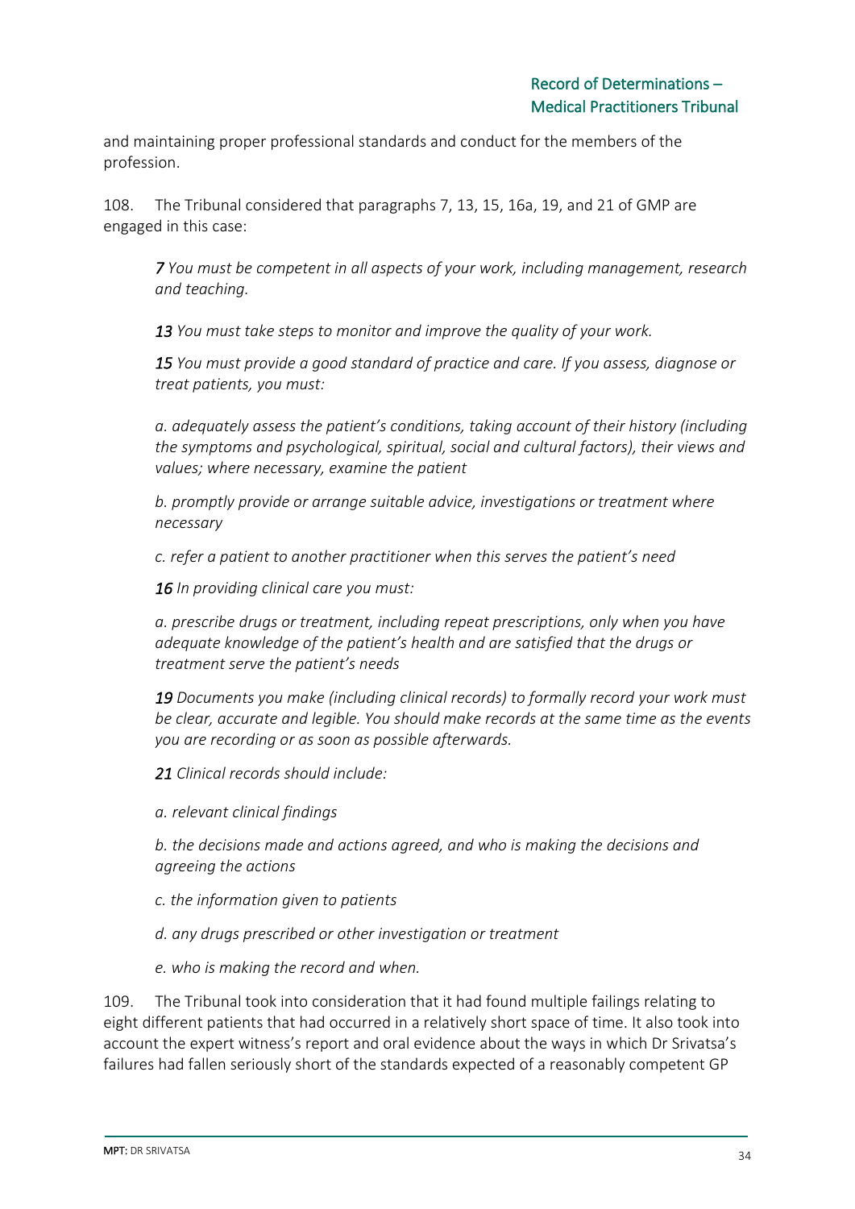and maintaining proper professional standards and conduct for the members of the profession.

108. The Tribunal considered that paragraphs 7, 13, 15, 16a, 19, and 21 of GMP are engaged in this case:

> ***7*** *You must be competent in all aspects of your work, including management, research and teaching.*
>
> ***13*** *You must take steps to monitor and improve the quality of your work.*
>
> ***15*** *You must provide a good standard of practice and care. If you assess, diagnose or treat patients, you must:*
>
> *a. adequately assess the patient's conditions, taking account of their history (including the symptoms and psychological, spiritual, social and cultural factors), their views and values; where necessary, examine the patient*
>
> *b. promptly provide or arrange suitable advice, investigations or treatment where necessary*
>
> *c. refer a patient to another practitioner when this serves the patient's need*
>
> ***16*** *In providing clinical care you must:*
>
> *a. prescribe drugs or treatment, including repeat prescriptions, only when you have adequate knowledge of the patient's health and are satisfied that the drugs or treatment serve the patient's needs*
>
> ***19*** *Documents you make (including clinical records) to formally record your work must be clear, accurate and legible. You should make records at the same time as the events you are recording or as soon as possible afterwards.*
>
> ***21*** *Clinical records should include:*
>
> *a. relevant clinical findings*
>
> *b. the decisions made and actions agreed, and who is making the decisions and agreeing the actions*
>
> *c. the information given to patients*
>
> *d. any drugs prescribed or other investigation or treatment*
>
> *e. who is making the record and when.*

109. The Tribunal took into consideration that it had found multiple failings relating to eight different patients that had occurred in a relatively short space of time. It also took into account the expert witness's report and oral evidence about the ways in which Dr Srivatsa's failures had fallen seriously short of the standards expected of a reasonably competent GP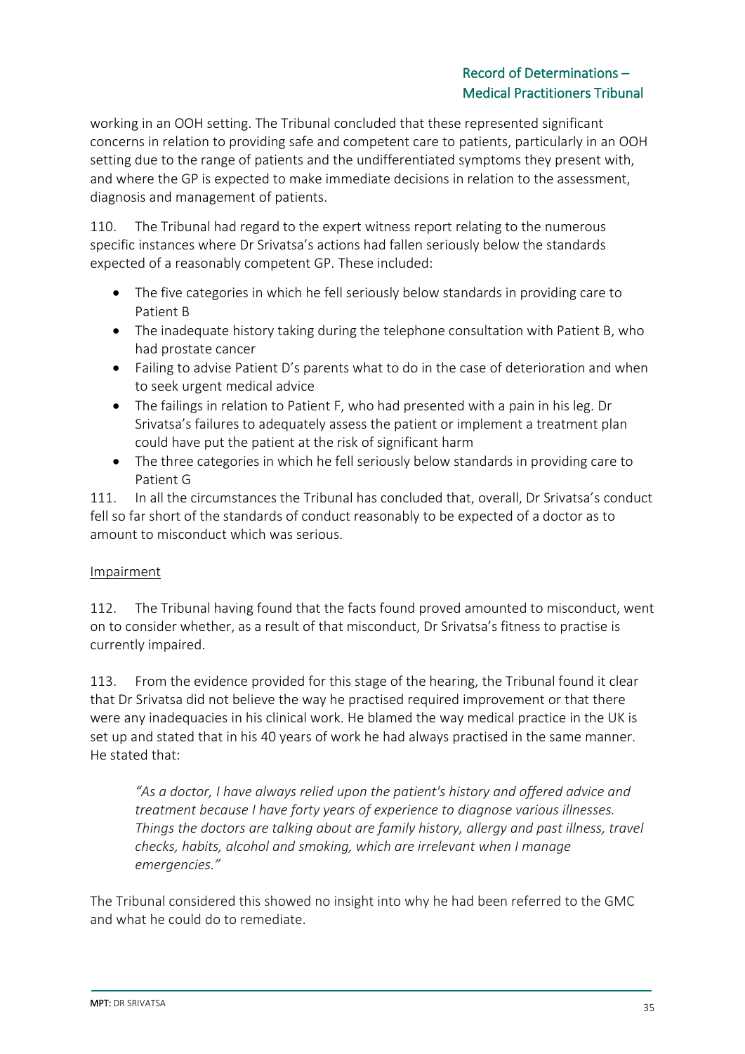working in an OOH setting. The Tribunal concluded that these represented significant concerns in relation to providing safe and competent care to patients, particularly in an OOH setting due to the range of patients and the undifferentiated symptoms they present with, and where the GP is expected to make immediate decisions in relation to the assessment, diagnosis and management of patients.

110. The Tribunal had regard to the expert witness report relating to the numerous specific instances where Dr Srivatsa's actions had fallen seriously below the standards expected of a reasonably competent GP. These included:

- The five categories in which he fell seriously below standards in providing care to Patient B
- The inadequate history taking during the telephone consultation with Patient B, who had prostate cancer
- Failing to advise Patient D's parents what to do in the case of deterioration and when to seek urgent medical advice
- The failings in relation to Patient F, who had presented with a pain in his leg. Dr Srivatsa's failures to adequately assess the patient or implement a treatment plan could have put the patient at the risk of significant harm
- The three categories in which he fell seriously below standards in providing care to Patient G

111. In all the circumstances the Tribunal has concluded that, overall, Dr Srivatsa's conduct fell so far short of the standards of conduct reasonably to be expected of a doctor as to amount to misconduct which was serious.

Impairment

112. The Tribunal having found that the facts found proved amounted to misconduct, went on to consider whether, as a result of that misconduct, Dr Srivatsa's fitness to practise is currently impaired.

113. From the evidence provided for this stage of the hearing, the Tribunal found it clear that Dr Srivatsa did not believe the way he practised required improvement or that there were any inadequacies in his clinical work. He blamed the way medical practice in the UK is set up and stated that in his 40 years of work he had always practised in the same manner. He stated that:

> *"As a doctor, I have always relied upon the patient's history and offered advice and treatment because I have forty years of experience to diagnose various illnesses. Things the doctors are talking about are family history, allergy and past illness, travel checks, habits, alcohol and smoking, which are irrelevant when I manage emergencies."*

The Tribunal considered this showed no insight into why he had been referred to the GMC and what he could do to remediate.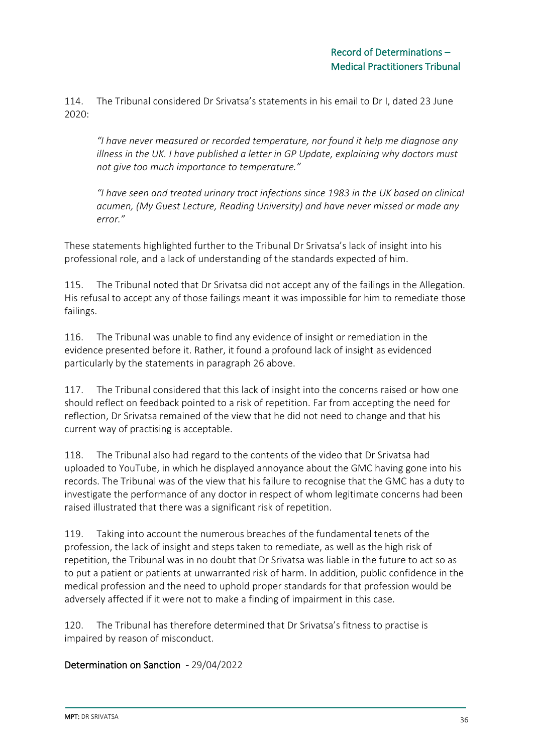114. The Tribunal considered Dr Srivatsa's statements in his email to Dr I, dated 23 June 2020:

> *"I have never measured or recorded temperature, nor found it help me diagnose any illness in the UK. I have published a letter in GP Update, explaining why doctors must not give too much importance to temperature."*
>
> *"I have seen and treated urinary tract infections since 1983 in the UK based on clinical acumen, (My Guest Lecture, Reading University) and have never missed or made any error."*

These statements highlighted further to the Tribunal Dr Srivatsa's lack of insight into his professional role, and a lack of understanding of the standards expected of him.

115. The Tribunal noted that Dr Srivatsa did not accept any of the failings in the Allegation. His refusal to accept any of those failings meant it was impossible for him to remediate those failings.

116. The Tribunal was unable to find any evidence of insight or remediation in the evidence presented before it. Rather, it found a profound lack of insight as evidenced particularly by the statements in paragraph 26 above.

117. The Tribunal considered that this lack of insight into the concerns raised or how one should reflect on feedback pointed to a risk of repetition. Far from accepting the need for reflection, Dr Srivatsa remained of the view that he did not need to change and that his current way of practising is acceptable.

118. The Tribunal also had regard to the contents of the video that Dr Srivatsa had uploaded to YouTube, in which he displayed annoyance about the GMC having gone into his records. The Tribunal was of the view that his failure to recognise that the GMC has a duty to investigate the performance of any doctor in respect of whom legitimate concerns had been raised illustrated that there was a significant risk of repetition.

119. Taking into account the numerous breaches of the fundamental tenets of the profession, the lack of insight and steps taken to remediate, as well as the high risk of repetition, the Tribunal was in no doubt that Dr Srivatsa was liable in the future to act so as to put a patient or patients at unwarranted risk of harm. In addition, public confidence in the medical profession and the need to uphold proper standards for that profession would be adversely affected if it were not to make a finding of impairment in this case.

120. The Tribunal has therefore determined that Dr Srivatsa's fitness to practise is impaired by reason of misconduct.

## Determination on Sanction - 29/04/2022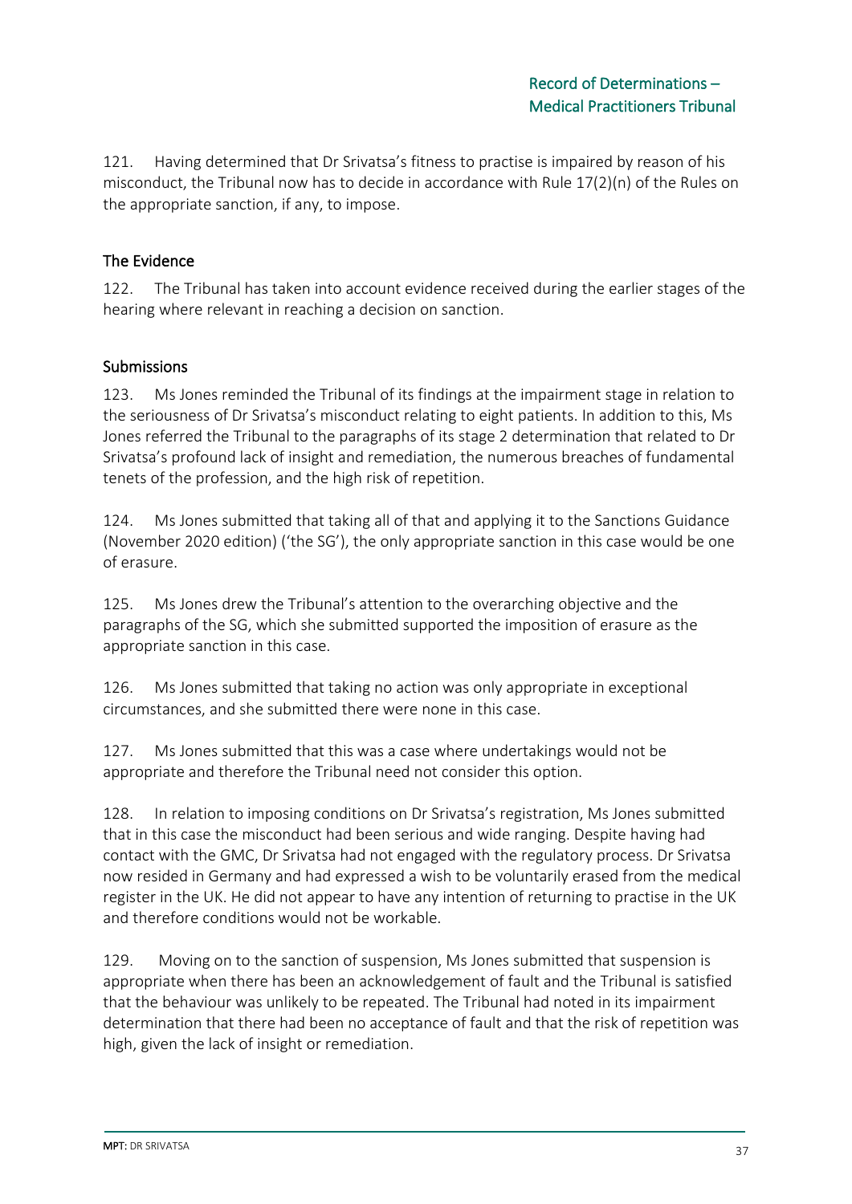121. Having determined that Dr Srivatsa's fitness to practise is impaired by reason of his misconduct, the Tribunal now has to decide in accordance with Rule 17(2)(n) of the Rules on the appropriate sanction, if any, to impose.

## The Evidence

122. The Tribunal has taken into account evidence received during the earlier stages of the hearing where relevant in reaching a decision on sanction.

## Submissions

123. Ms Jones reminded the Tribunal of its findings at the impairment stage in relation to the seriousness of Dr Srivatsa's misconduct relating to eight patients. In addition to this, Ms Jones referred the Tribunal to the paragraphs of its stage 2 determination that related to Dr Srivatsa's profound lack of insight and remediation, the numerous breaches of fundamental tenets of the profession, and the high risk of repetition.

124. Ms Jones submitted that taking all of that and applying it to the Sanctions Guidance (November 2020 edition) ('the SG'), the only appropriate sanction in this case would be one of erasure.

125. Ms Jones drew the Tribunal's attention to the overarching objective and the paragraphs of the SG, which she submitted supported the imposition of erasure as the appropriate sanction in this case.

126. Ms Jones submitted that taking no action was only appropriate in exceptional circumstances, and she submitted there were none in this case.

127. Ms Jones submitted that this was a case where undertakings would not be appropriate and therefore the Tribunal need not consider this option.

128. In relation to imposing conditions on Dr Srivatsa's registration, Ms Jones submitted that in this case the misconduct had been serious and wide ranging. Despite having had contact with the GMC, Dr Srivatsa had not engaged with the regulatory process. Dr Srivatsa now resided in Germany and had expressed a wish to be voluntarily erased from the medical register in the UK. He did not appear to have any intention of returning to practise in the UK and therefore conditions would not be workable.

129. Moving on to the sanction of suspension, Ms Jones submitted that suspension is appropriate when there has been an acknowledgement of fault and the Tribunal is satisfied that the behaviour was unlikely to be repeated. The Tribunal had noted in its impairment determination that there had been no acceptance of fault and that the risk of repetition was high, given the lack of insight or remediation.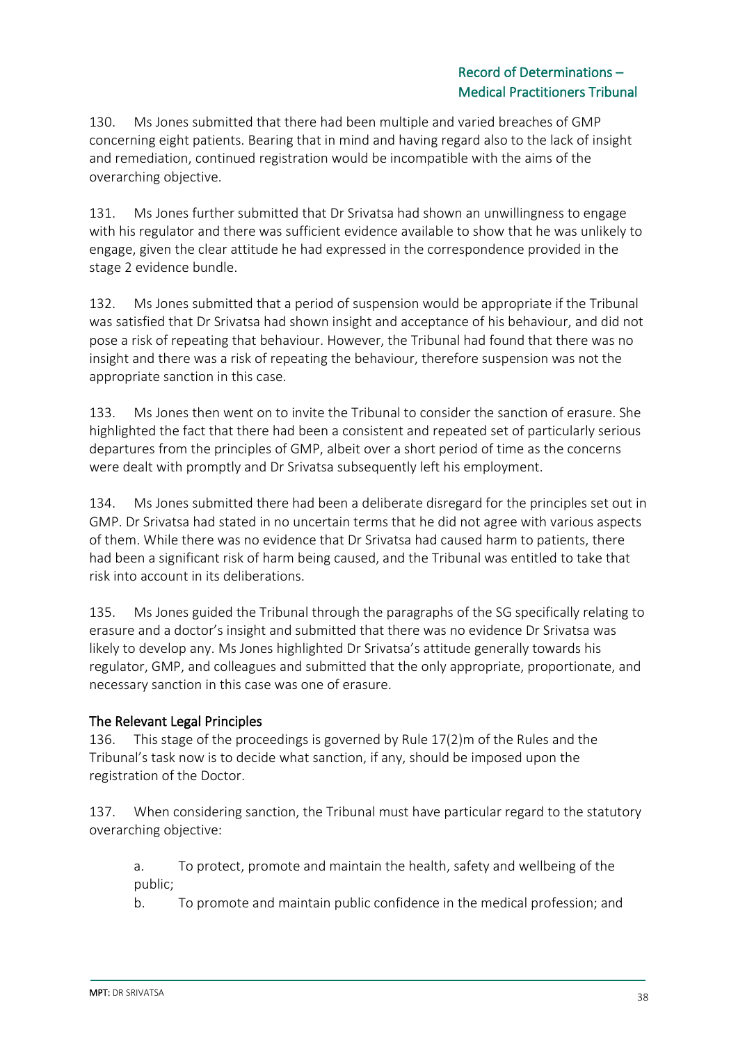130. Ms Jones submitted that there had been multiple and varied breaches of GMP concerning eight patients. Bearing that in mind and having regard also to the lack of insight and remediation, continued registration would be incompatible with the aims of the overarching objective.

131. Ms Jones further submitted that Dr Srivatsa had shown an unwillingness to engage with his regulator and there was sufficient evidence available to show that he was unlikely to engage, given the clear attitude he had expressed in the correspondence provided in the stage 2 evidence bundle.

132. Ms Jones submitted that a period of suspension would be appropriate if the Tribunal was satisfied that Dr Srivatsa had shown insight and acceptance of his behaviour, and did not pose a risk of repeating that behaviour. However, the Tribunal had found that there was no insight and there was a risk of repeating the behaviour, therefore suspension was not the appropriate sanction in this case.

133. Ms Jones then went on to invite the Tribunal to consider the sanction of erasure. She highlighted the fact that there had been a consistent and repeated set of particularly serious departures from the principles of GMP, albeit over a short period of time as the concerns were dealt with promptly and Dr Srivatsa subsequently left his employment.

134. Ms Jones submitted there had been a deliberate disregard for the principles set out in GMP. Dr Srivatsa had stated in no uncertain terms that he did not agree with various aspects of them. While there was no evidence that Dr Srivatsa had caused harm to patients, there had been a significant risk of harm being caused, and the Tribunal was entitled to take that risk into account in its deliberations.

135. Ms Jones guided the Tribunal through the paragraphs of the SG specifically relating to erasure and a doctor's insight and submitted that there was no evidence Dr Srivatsa was likely to develop any. Ms Jones highlighted Dr Srivatsa's attitude generally towards his regulator, GMP, and colleagues and submitted that the only appropriate, proportionate, and necessary sanction in this case was one of erasure.

## The Relevant Legal Principles

136. This stage of the proceedings is governed by Rule 17(2)m of the Rules and the Tribunal's task now is to decide what sanction, if any, should be imposed upon the registration of the Doctor.

137. When considering sanction, the Tribunal must have particular regard to the statutory overarching objective:

a. To protect, promote and maintain the health, safety and wellbeing of the public;

b. To promote and maintain public confidence in the medical profession; and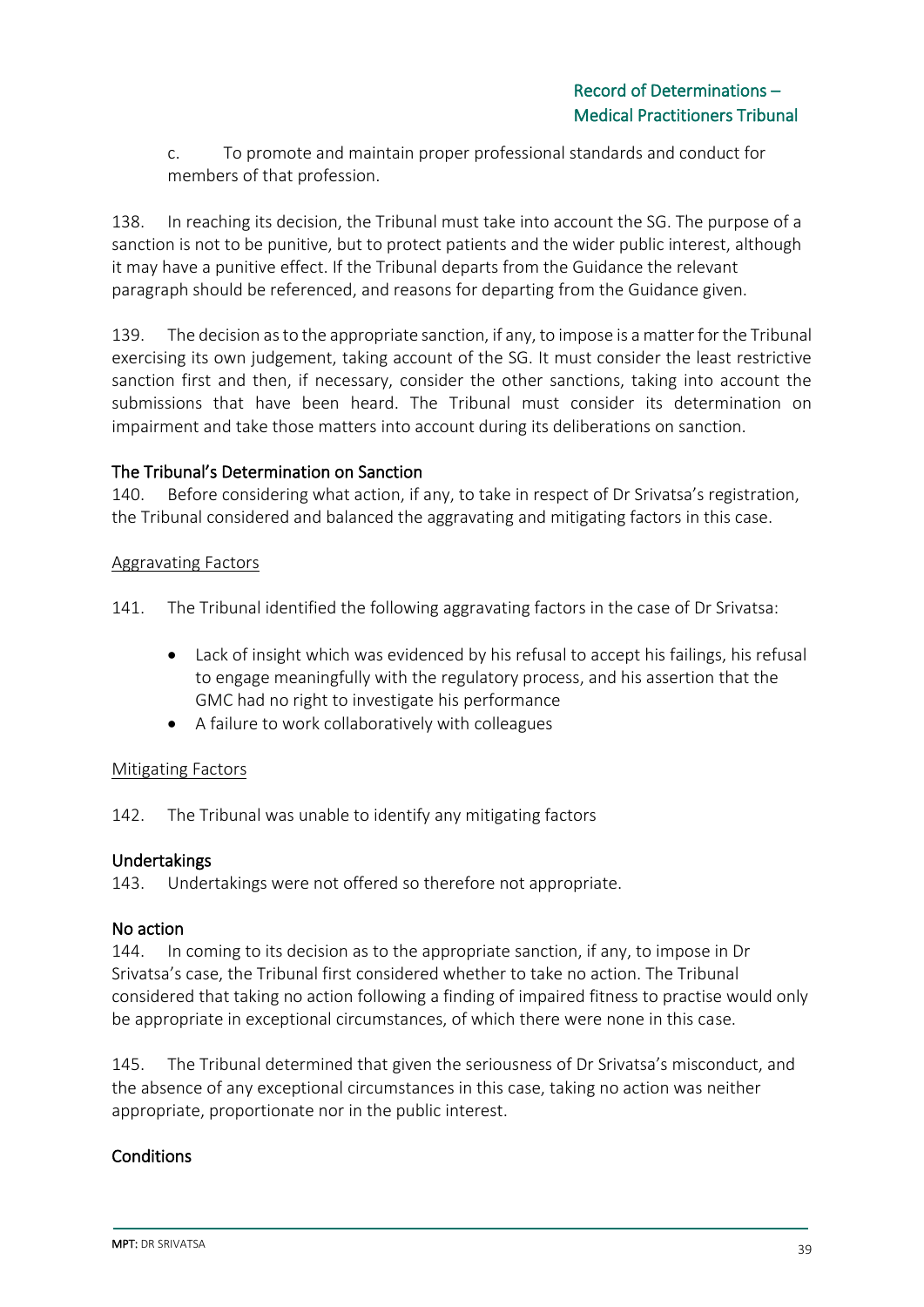c. To promote and maintain proper professional standards and conduct for members of that profession.

138. In reaching its decision, the Tribunal must take into account the SG. The purpose of a sanction is not to be punitive, but to protect patients and the wider public interest, although it may have a punitive effect. If the Tribunal departs from the Guidance the relevant paragraph should be referenced, and reasons for departing from the Guidance given.

139. The decision as to the appropriate sanction, if any, to impose is a matter for the Tribunal exercising its own judgement, taking account of the SG. It must consider the least restrictive sanction first and then, if necessary, consider the other sanctions, taking into account the submissions that have been heard. The Tribunal must consider its determination on impairment and take those matters into account during its deliberations on sanction.

## The Tribunal's Determination on Sanction

140. Before considering what action, if any, to take in respect of Dr Srivatsa's registration, the Tribunal considered and balanced the aggravating and mitigating factors in this case.

### Aggravating Factors

141. The Tribunal identified the following aggravating factors in the case of Dr Srivatsa:

- Lack of insight which was evidenced by his refusal to accept his failings, his refusal to engage meaningfully with the regulatory process, and his assertion that the GMC had no right to investigate his performance
- A failure to work collaboratively with colleagues

### Mitigating Factors

142. The Tribunal was unable to identify any mitigating factors

## Undertakings

143. Undertakings were not offered so therefore not appropriate.

## No action

144. In coming to its decision as to the appropriate sanction, if any, to impose in Dr Srivatsa's case, the Tribunal first considered whether to take no action. The Tribunal considered that taking no action following a finding of impaired fitness to practise would only be appropriate in exceptional circumstances, of which there were none in this case.

145. The Tribunal determined that given the seriousness of Dr Srivatsa's misconduct, and the absence of any exceptional circumstances in this case, taking no action was neither appropriate, proportionate nor in the public interest.

## Conditions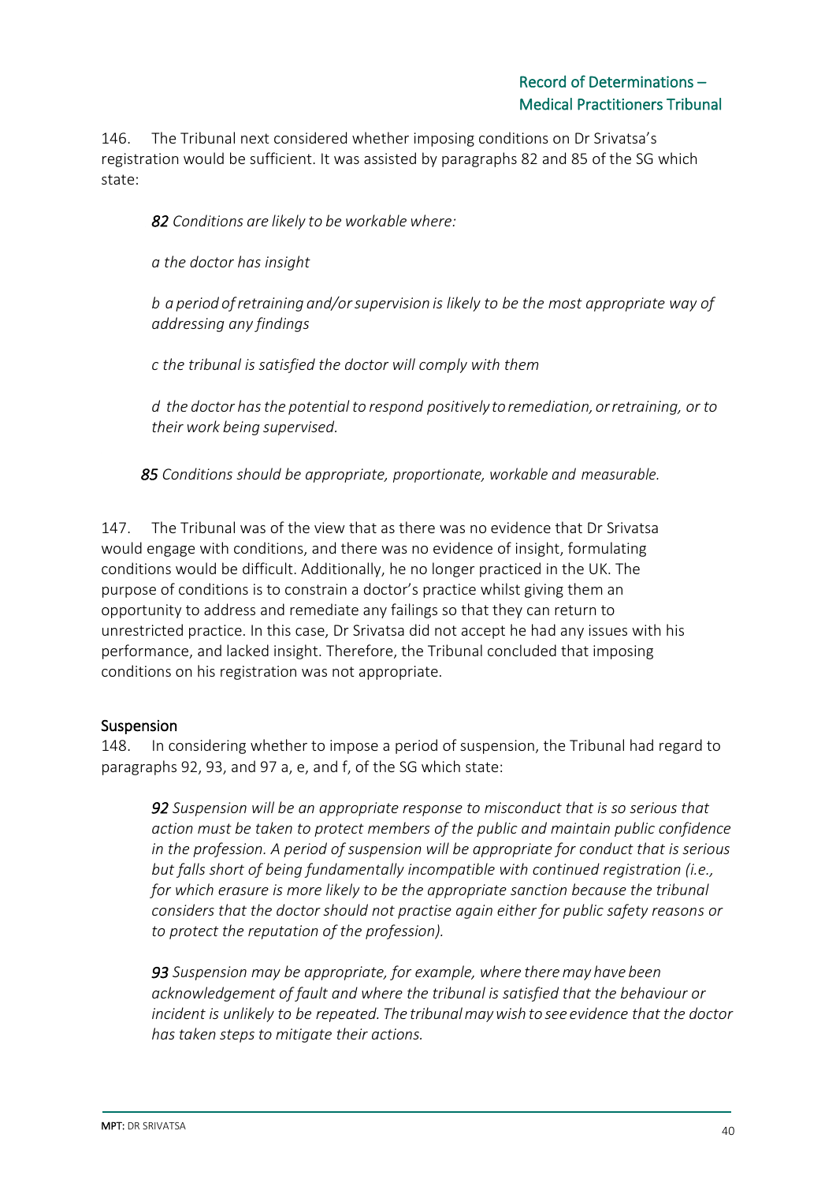146. The Tribunal next considered whether imposing conditions on Dr Srivatsa's registration would be sufficient. It was assisted by paragraphs 82 and 85 of the SG which state:

> ***82*** *Conditions are likely to be workable where:*
>
> *a the doctor has insight*
>
> *b a period of retraining and/or supervision is likely to be the most appropriate way of addressing any findings*
>
> *c the tribunal is satisfied the doctor will comply with them*
>
> *d the doctor has the potential to respond positively to remediation, or retraining, or to their work being supervised.*
>
> ***85*** *Conditions should be appropriate, proportionate, workable and measurable.*

147. The Tribunal was of the view that as there was no evidence that Dr Srivatsa would engage with conditions, and there was no evidence of insight, formulating conditions would be difficult. Additionally, he no longer practiced in the UK. The purpose of conditions is to constrain a doctor's practice whilst giving them an opportunity to address and remediate any failings so that they can return to unrestricted practice. In this case, Dr Srivatsa did not accept he had any issues with his performance, and lacked insight. Therefore, the Tribunal concluded that imposing conditions on his registration was not appropriate.

## Suspension

148. In considering whether to impose a period of suspension, the Tribunal had regard to paragraphs 92, 93, and 97 a, e, and f, of the SG which state:

> ***92*** *Suspension will be an appropriate response to misconduct that is so serious that action must be taken to protect members of the public and maintain public confidence in the profession. A period of suspension will be appropriate for conduct that is serious but falls short of being fundamentally incompatible with continued registration (i.e., for which erasure is more likely to be the appropriate sanction because the tribunal considers that the doctor should not practise again either for public safety reasons or to protect the reputation of the profession).*
>
> ***93*** *Suspension may be appropriate, for example, where there may have been acknowledgement of fault and where the tribunal is satisfied that the behaviour or incident is unlikely to be repeated. The tribunal may wish to see evidence that the doctor has taken steps to mitigate their actions.*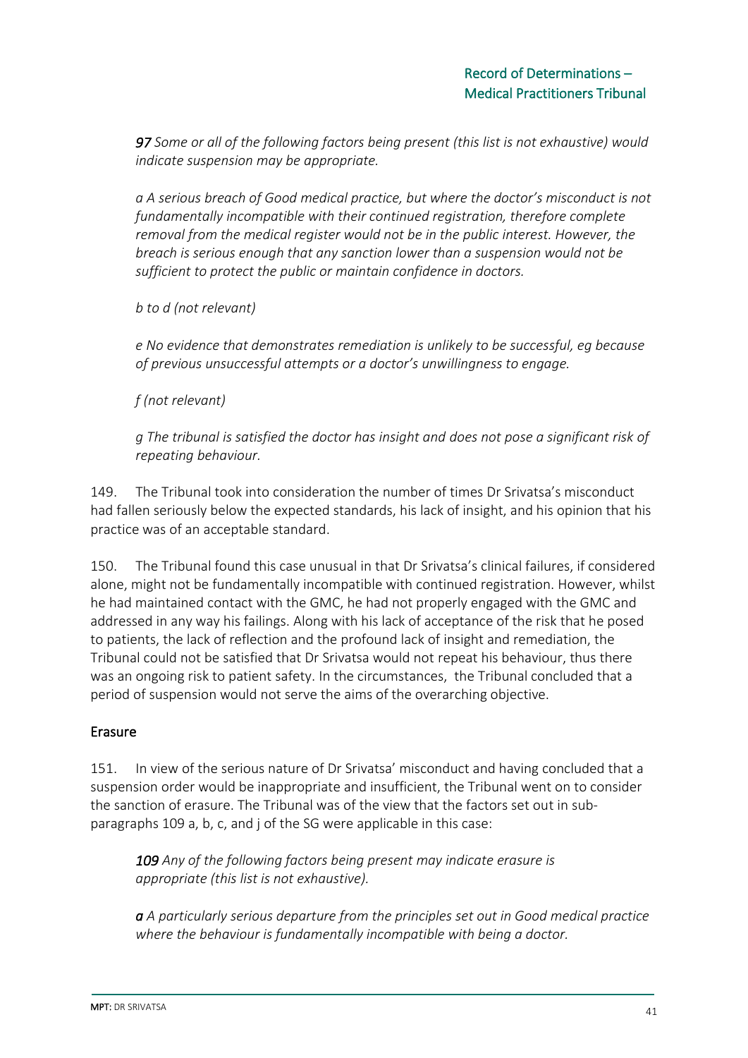> ***97*** *Some or all of the following factors being present (this list is not exhaustive) would indicate suspension may be appropriate.*
>
> *a A serious breach of Good medical practice, but where the doctor's misconduct is not fundamentally incompatible with their continued registration, therefore complete removal from the medical register would not be in the public interest. However, the breach is serious enough that any sanction lower than a suspension would not be sufficient to protect the public or maintain confidence in doctors.*
>
> *b to d (not relevant)*
>
> *e No evidence that demonstrates remediation is unlikely to be successful, eg because of previous unsuccessful attempts or a doctor's unwillingness to engage.*
>
> *f (not relevant)*
>
> *g The tribunal is satisfied the doctor has insight and does not pose a significant risk of repeating behaviour.*

149. The Tribunal took into consideration the number of times Dr Srivatsa's misconduct had fallen seriously below the expected standards, his lack of insight, and his opinion that his practice was of an acceptable standard.

150. The Tribunal found this case unusual in that Dr Srivatsa's clinical failures, if considered alone, might not be fundamentally incompatible with continued registration. However, whilst he had maintained contact with the GMC, he had not properly engaged with the GMC and addressed in any way his failings. Along with his lack of acceptance of the risk that he posed to patients, the lack of reflection and the profound lack of insight and remediation, the Tribunal could not be satisfied that Dr Srivatsa would not repeat his behaviour, thus there was an ongoing risk to patient safety. In the circumstances, the Tribunal concluded that a period of suspension would not serve the aims of the overarching objective.

## Erasure

151. In view of the serious nature of Dr Srivatsa' misconduct and having concluded that a suspension order would be inappropriate and insufficient, the Tribunal went on to consider the sanction of erasure. The Tribunal was of the view that the factors set out in sub-paragraphs 109 a, b, c, and j of the SG were applicable in this case:

> ***109*** *Any of the following factors being present may indicate erasure is appropriate (this list is not exhaustive).*
>
> ***a*** *A particularly serious departure from the principles set out in Good medical practice where the behaviour is fundamentally incompatible with being a doctor.*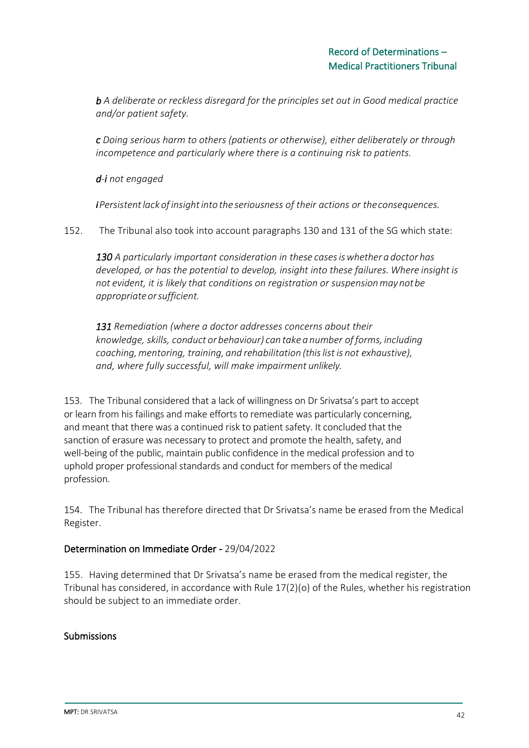***b*** *A deliberate or reckless disregard for the principles set out in Good medical practice and/or patient safety.*

***c*** *Doing serious harm to others (patients or otherwise), either deliberately or through incompetence and particularly where there is a continuing risk to patients.*

***d-i*** *not engaged*

***i*** *Persistent lack of insight into the seriousness of their actions or the consequences.*

152. The Tribunal also took into account paragraphs 130 and 131 of the SG which state:

***130*** *A particularly important consideration in these cases is whether a doctor has developed, or has the potential to develop, insight into these failures. Where insight is not evident, it is likely that conditions on registration or suspension may not be appropriate or sufficient.*

***131*** *Remediation (where a doctor addresses concerns about their knowledge, skills, conduct or behaviour) can take a number of forms, including coaching, mentoring, training, and rehabilitation (this list is not exhaustive), and, where fully successful, will make impairment unlikely.*

153. The Tribunal considered that a lack of willingness on Dr Srivatsa's part to accept or learn from his failings and make efforts to remediate was particularly concerning, and meant that there was a continued risk to patient safety. It concluded that the sanction of erasure was necessary to protect and promote the health, safety, and well-being of the public, maintain public confidence in the medical profession and to uphold proper professional standards and conduct for members of the medical profession.

154. The Tribunal has therefore directed that Dr Srivatsa's name be erased from the Medical Register.

## Determination on Immediate Order - 29/04/2022

155. Having determined that Dr Srivatsa's name be erased from the medical register, the Tribunal has considered, in accordance with Rule 17(2)(o) of the Rules, whether his registration should be subject to an immediate order.

### Submissions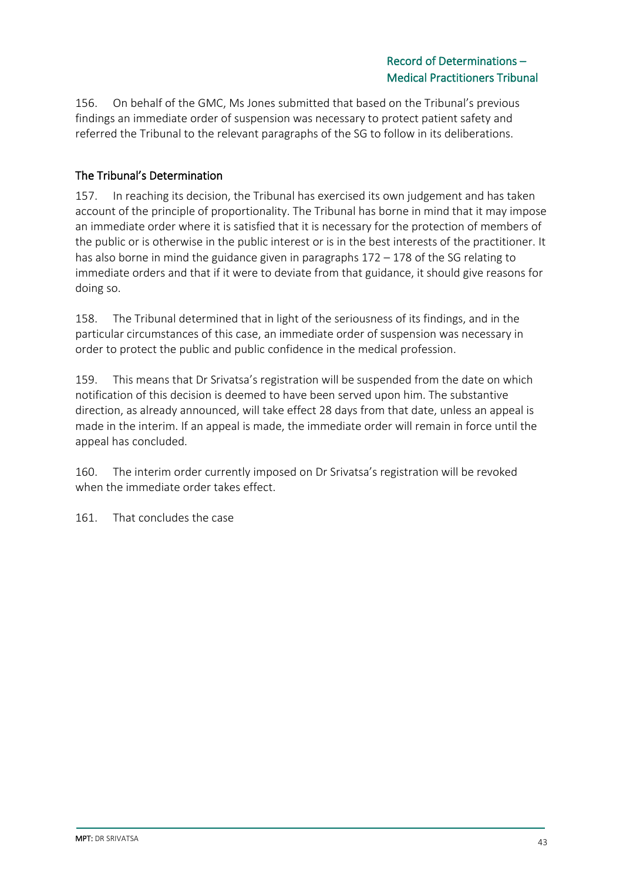156. On behalf of the GMC, Ms Jones submitted that based on the Tribunal's previous findings an immediate order of suspension was necessary to protect patient safety and referred the Tribunal to the relevant paragraphs of the SG to follow in its deliberations.

### The Tribunal's Determination

157. In reaching its decision, the Tribunal has exercised its own judgement and has taken account of the principle of proportionality. The Tribunal has borne in mind that it may impose an immediate order where it is satisfied that it is necessary for the protection of members of the public or is otherwise in the public interest or is in the best interests of the practitioner. It has also borne in mind the guidance given in paragraphs 172 – 178 of the SG relating to immediate orders and that if it were to deviate from that guidance, it should give reasons for doing so.

158. The Tribunal determined that in light of the seriousness of its findings, and in the particular circumstances of this case, an immediate order of suspension was necessary in order to protect the public and public confidence in the medical profession.

159. This means that Dr Srivatsa's registration will be suspended from the date on which notification of this decision is deemed to have been served upon him. The substantive direction, as already announced, will take effect 28 days from that date, unless an appeal is made in the interim. If an appeal is made, the immediate order will remain in force until the appeal has concluded.

160. The interim order currently imposed on Dr Srivatsa's registration will be revoked when the immediate order takes effect.

161. That concludes the case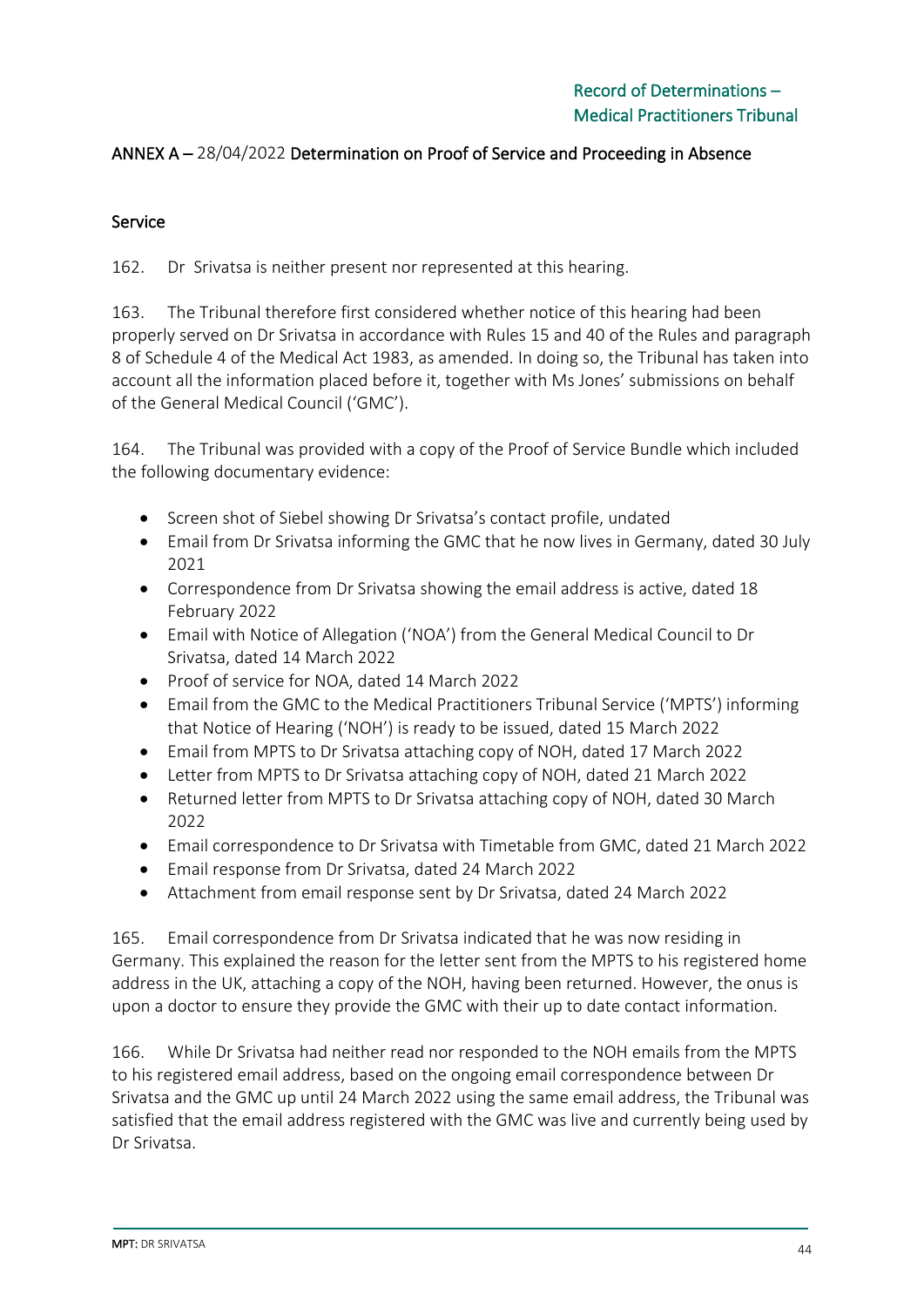## ANNEX A – 28/04/2022 Determination on Proof of Service and Proceeding in Absence

### Service

162. Dr Srivatsa is neither present nor represented at this hearing.

163. The Tribunal therefore first considered whether notice of this hearing had been properly served on Dr Srivatsa in accordance with Rules 15 and 40 of the Rules and paragraph 8 of Schedule 4 of the Medical Act 1983, as amended. In doing so, the Tribunal has taken into account all the information placed before it, together with Ms Jones' submissions on behalf of the General Medical Council ('GMC').

164. The Tribunal was provided with a copy of the Proof of Service Bundle which included the following documentary evidence:

- Screen shot of Siebel showing Dr Srivatsa's contact profile, undated
- Email from Dr Srivatsa informing the GMC that he now lives in Germany, dated 30 July 2021
- Correspondence from Dr Srivatsa showing the email address is active, dated 18 February 2022
- Email with Notice of Allegation ('NOA') from the General Medical Council to Dr Srivatsa, dated 14 March 2022
- Proof of service for NOA, dated 14 March 2022
- Email from the GMC to the Medical Practitioners Tribunal Service ('MPTS') informing that Notice of Hearing ('NOH') is ready to be issued, dated 15 March 2022
- Email from MPTS to Dr Srivatsa attaching copy of NOH, dated 17 March 2022
- Letter from MPTS to Dr Srivatsa attaching copy of NOH, dated 21 March 2022
- Returned letter from MPTS to Dr Srivatsa attaching copy of NOH, dated 30 March 2022
- Email correspondence to Dr Srivatsa with Timetable from GMC, dated 21 March 2022
- Email response from Dr Srivatsa, dated 24 March 2022
- Attachment from email response sent by Dr Srivatsa, dated 24 March 2022

165. Email correspondence from Dr Srivatsa indicated that he was now residing in Germany. This explained the reason for the letter sent from the MPTS to his registered home address in the UK, attaching a copy of the NOH, having been returned. However, the onus is upon a doctor to ensure they provide the GMC with their up to date contact information.

166. While Dr Srivatsa had neither read nor responded to the NOH emails from the MPTS to his registered email address, based on the ongoing email correspondence between Dr Srivatsa and the GMC up until 24 March 2022 using the same email address, the Tribunal was satisfied that the email address registered with the GMC was live and currently being used by Dr Srivatsa.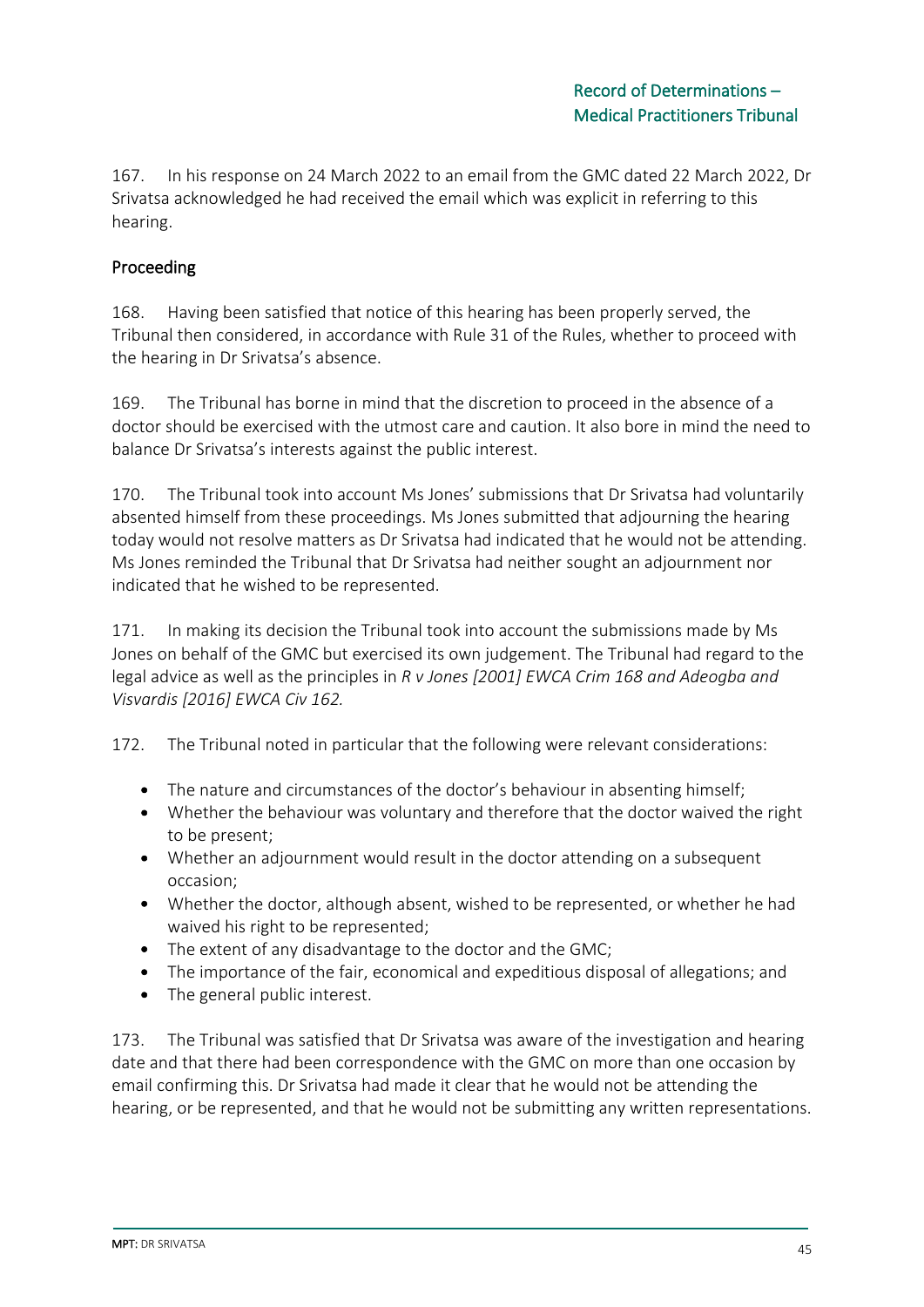167. In his response on 24 March 2022 to an email from the GMC dated 22 March 2022, Dr Srivatsa acknowledged he had received the email which was explicit in referring to this hearing.

## Proceeding

168. Having been satisfied that notice of this hearing has been properly served, the Tribunal then considered, in accordance with Rule 31 of the Rules, whether to proceed with the hearing in Dr Srivatsa's absence.

169. The Tribunal has borne in mind that the discretion to proceed in the absence of a doctor should be exercised with the utmost care and caution. It also bore in mind the need to balance Dr Srivatsa's interests against the public interest.

170. The Tribunal took into account Ms Jones' submissions that Dr Srivatsa had voluntarily absented himself from these proceedings. Ms Jones submitted that adjourning the hearing today would not resolve matters as Dr Srivatsa had indicated that he would not be attending. Ms Jones reminded the Tribunal that Dr Srivatsa had neither sought an adjournment nor indicated that he wished to be represented.

171. In making its decision the Tribunal took into account the submissions made by Ms Jones on behalf of the GMC but exercised its own judgement. The Tribunal had regard to the legal advice as well as the principles in *R v Jones [2001] EWCA Crim 168 and Adeogba and Visvardis [2016] EWCA Civ 162.*

172. The Tribunal noted in particular that the following were relevant considerations:

- The nature and circumstances of the doctor's behaviour in absenting himself;
- Whether the behaviour was voluntary and therefore that the doctor waived the right to be present;
- Whether an adjournment would result in the doctor attending on a subsequent occasion;
- Whether the doctor, although absent, wished to be represented, or whether he had waived his right to be represented;
- The extent of any disadvantage to the doctor and the GMC;
- The importance of the fair, economical and expeditious disposal of allegations; and
- The general public interest.

173. The Tribunal was satisfied that Dr Srivatsa was aware of the investigation and hearing date and that there had been correspondence with the GMC on more than one occasion by email confirming this. Dr Srivatsa had made it clear that he would not be attending the hearing, or be represented, and that he would not be submitting any written representations.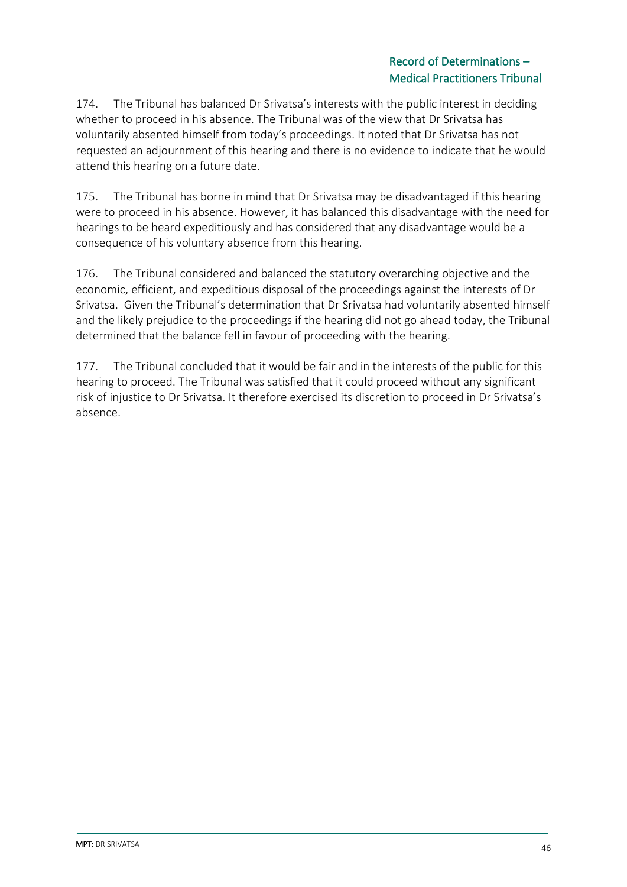174. The Tribunal has balanced Dr Srivatsa's interests with the public interest in deciding whether to proceed in his absence. The Tribunal was of the view that Dr Srivatsa has voluntarily absented himself from today's proceedings. It noted that Dr Srivatsa has not requested an adjournment of this hearing and there is no evidence to indicate that he would attend this hearing on a future date.

175. The Tribunal has borne in mind that Dr Srivatsa may be disadvantaged if this hearing were to proceed in his absence. However, it has balanced this disadvantage with the need for hearings to be heard expeditiously and has considered that any disadvantage would be a consequence of his voluntary absence from this hearing.

176. The Tribunal considered and balanced the statutory overarching objective and the economic, efficient, and expeditious disposal of the proceedings against the interests of Dr Srivatsa. Given the Tribunal's determination that Dr Srivatsa had voluntarily absented himself and the likely prejudice to the proceedings if the hearing did not go ahead today, the Tribunal determined that the balance fell in favour of proceeding with the hearing.

177. The Tribunal concluded that it would be fair and in the interests of the public for this hearing to proceed. The Tribunal was satisfied that it could proceed without any significant risk of injustice to Dr Srivatsa. It therefore exercised its discretion to proceed in Dr Srivatsa's absence.